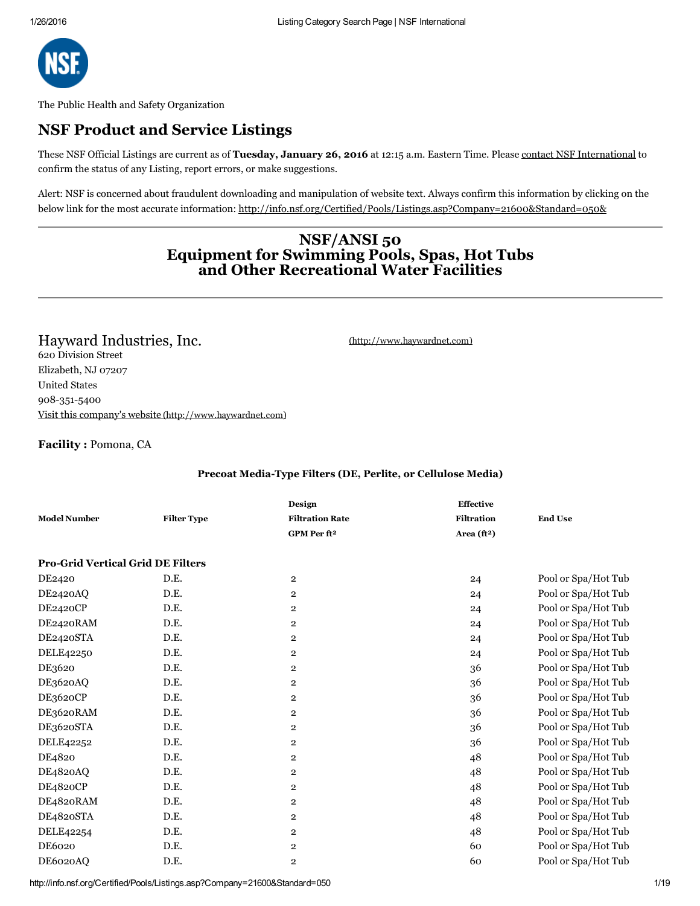The Public Health and Safety Organization

# NSF Product and Service Listings

These NSF Official Listings are current as of **Tuesday, January 26, 2016** at 12:15 a.m. Eastern Time. Please contact NSF International to confirm the status of any Listing, report errors, or make suggestions.

Alert: NSF is concerned about fraudulent downloading and manipulation of website text. Always confirm this information by clicking on the below link for the most accurate information: http://info.nsf.org/Certified/Pools/Listings.asp?Company=21600&Standard=050&

## NSF/ANSI 50 Equipment for Swimming Pools, Spas, Hot Tubs and Other Recreational Water Facilities

### Hayward Industries, Inc.

(http://www.haywardnet.com)

620 Division Street
Elizabeth, NJ 07207
United States
908-351-5400
Visit this company's website (http://www.haywardnet.com)

**Facility :** Pomona, CA

**Precoat Media-Type Filters (DE, Perlite, or Cellulose Media)**

| Model Number | Filter Type | Design Filtration Rate GPM Per ft² | Effective Filtration Area (ft²) | End Use |
|---|---|---|---|---|
| **Pro-Grid Vertical Grid DE Filters** | | | | |
| DE2420 | D.E. | 2 | 24 | Pool or Spa/Hot Tub |
| DE2420AQ | D.E. | 2 | 24 | Pool or Spa/Hot Tub |
| DE2420CP | D.E. | 2 | 24 | Pool or Spa/Hot Tub |
| DE2420RAM | D.E. | 2 | 24 | Pool or Spa/Hot Tub |
| DE2420STA | D.E. | 2 | 24 | Pool or Spa/Hot Tub |
| DELE42250 | D.E. | 2 | 24 | Pool or Spa/Hot Tub |
| DE3620 | D.E. | 2 | 36 | Pool or Spa/Hot Tub |
| DE3620AQ | D.E. | 2 | 36 | Pool or Spa/Hot Tub |
| DE3620CP | D.E. | 2 | 36 | Pool or Spa/Hot Tub |
| DE3620RAM | D.E. | 2 | 36 | Pool or Spa/Hot Tub |
| DE3620STA | D.E. | 2 | 36 | Pool or Spa/Hot Tub |
| DELE42252 | D.E. | 2 | 36 | Pool or Spa/Hot Tub |
| DE4820 | D.E. | 2 | 48 | Pool or Spa/Hot Tub |
| DE4820AQ | D.E. | 2 | 48 | Pool or Spa/Hot Tub |
| DE4820CP | D.E. | 2 | 48 | Pool or Spa/Hot Tub |
| DE4820RAM | D.E. | 2 | 48 | Pool or Spa/Hot Tub |
| DE4820STA | D.E. | 2 | 48 | Pool or Spa/Hot Tub |
| DELE42254 | D.E. | 2 | 48 | Pool or Spa/Hot Tub |
| DE6020 | D.E. | 2 | 60 | Pool or Spa/Hot Tub |
| DE6020AQ | D.E. | 2 | 60 | Pool or Spa/Hot Tub |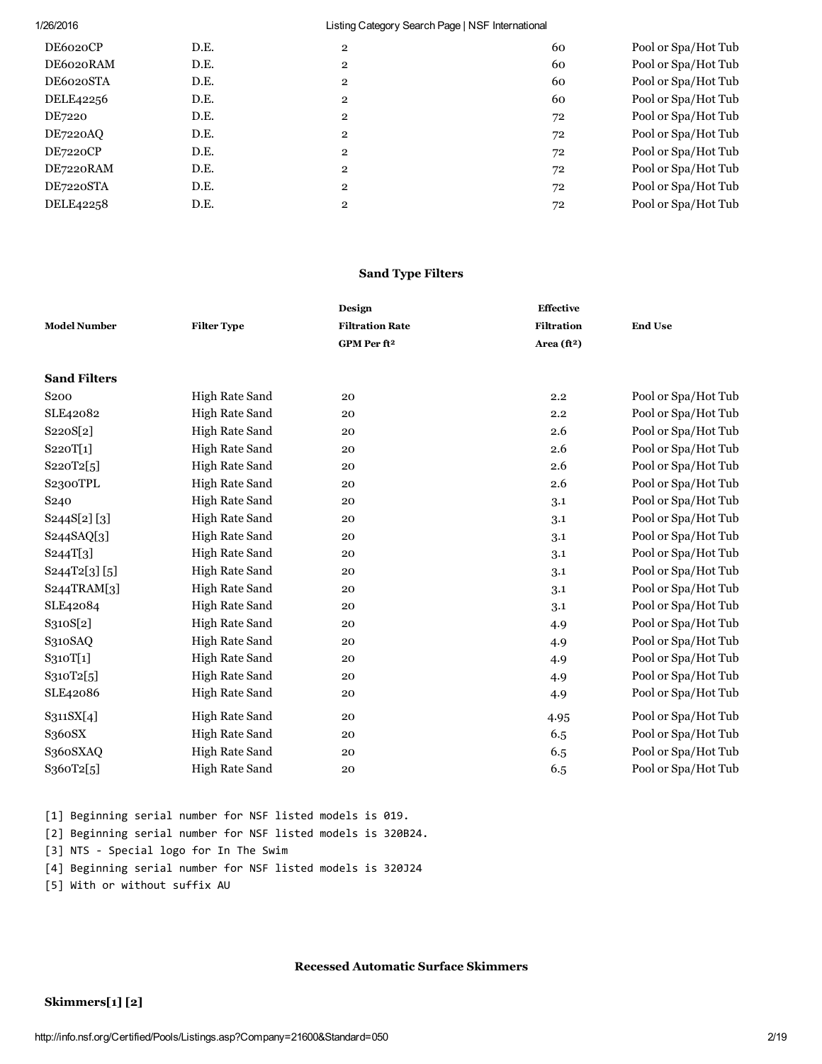| | | | | |
|---|---|---|---|---|
| DE6020CP | D.E. | 2 | 60 | Pool or Spa/Hot Tub |
| DE6020RAM | D.E. | 2 | 60 | Pool or Spa/Hot Tub |
| DE6020STA | D.E. | 2 | 60 | Pool or Spa/Hot Tub |
| DELE42256 | D.E. | 2 | 60 | Pool or Spa/Hot Tub |
| DE7220 | D.E. | 2 | 72 | Pool or Spa/Hot Tub |
| DE7220AQ | D.E. | 2 | 72 | Pool or Spa/Hot Tub |
| DE7220CP | D.E. | 2 | 72 | Pool or Spa/Hot Tub |
| DE7220RAM | D.E. | 2 | 72 | Pool or Spa/Hot Tub |
| DE7220STA | D.E. | 2 | 72 | Pool or Spa/Hot Tub |
| DELE42258 | D.E. | 2 | 72 | Pool or Spa/Hot Tub |

### Sand Type Filters

| Model Number | Filter Type | Design Filtration Rate GPM Per ft² | Effective Filtration Area (ft²) | End Use |
|---|---|---|---|---|
| **Sand Filters** | | | | |
| S200 | High Rate Sand | 20 | 2.2 | Pool or Spa/Hot Tub |
| SLE42082 | High Rate Sand | 20 | 2.2 | Pool or Spa/Hot Tub |
| S220S[2] | High Rate Sand | 20 | 2.6 | Pool or Spa/Hot Tub |
| S220T[1] | High Rate Sand | 20 | 2.6 | Pool or Spa/Hot Tub |
| S220T2[5] | High Rate Sand | 20 | 2.6 | Pool or Spa/Hot Tub |
| S2300TPL | High Rate Sand | 20 | 2.6 | Pool or Spa/Hot Tub |
| S240 | High Rate Sand | 20 | 3.1 | Pool or Spa/Hot Tub |
| S244S[2] [3] | High Rate Sand | 20 | 3.1 | Pool or Spa/Hot Tub |
| S244SAQ[3] | High Rate Sand | 20 | 3.1 | Pool or Spa/Hot Tub |
| S244T[3] | High Rate Sand | 20 | 3.1 | Pool or Spa/Hot Tub |
| S244T2[3] [5] | High Rate Sand | 20 | 3.1 | Pool or Spa/Hot Tub |
| S244TRAM[3] | High Rate Sand | 20 | 3.1 | Pool or Spa/Hot Tub |
| SLE42084 | High Rate Sand | 20 | 3.1 | Pool or Spa/Hot Tub |
| S310S[2] | High Rate Sand | 20 | 4.9 | Pool or Spa/Hot Tub |
| S310SAQ | High Rate Sand | 20 | 4.9 | Pool or Spa/Hot Tub |
| S310T[1] | High Rate Sand | 20 | 4.9 | Pool or Spa/Hot Tub |
| S310T2[5] | High Rate Sand | 20 | 4.9 | Pool or Spa/Hot Tub |
| SLE42086 | High Rate Sand | 20 | 4.9 | Pool or Spa/Hot Tub |
| S311SX[4] | High Rate Sand | 20 | 4.95 | Pool or Spa/Hot Tub |
| S360SX | High Rate Sand | 20 | 6.5 | Pool or Spa/Hot Tub |
| S360SXAQ | High Rate Sand | 20 | 6.5 | Pool or Spa/Hot Tub |
| S360T2[5] | High Rate Sand | 20 | 6.5 | Pool or Spa/Hot Tub |

[1] Beginning serial number for NSF listed models is 019.
[2] Beginning serial number for NSF listed models is 320B24.
[3] NTS - Special logo for In The Swim
[4] Beginning serial number for NSF listed models is 320J24
[5] With or without suffix AU

### Recessed Automatic Surface Skimmers

**Skimmers[1] [2]**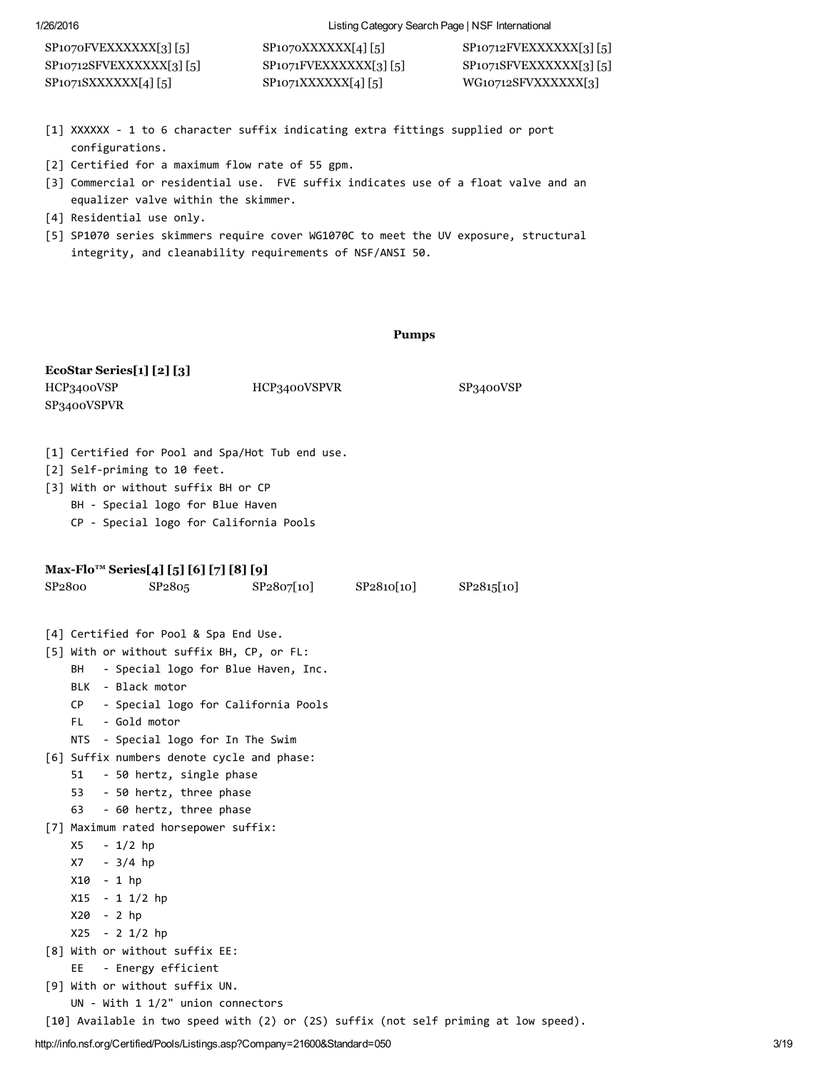| | | |
|---|---|---|
| SP1070FVEXXXXXX[3] [5] | SP1070XXXXXX[4] [5] | SP10712FVEXXXXXX[3] [5] |
| SP10712SFVEXXXXXX[3] [5] | SP1071FVEXXXXXX[3] [5] | SP1071SFVEXXXXXX[3] [5] |
| SP1071SXXXXXX[4] [5] | SP1071XXXXXX[4] [5] | WG10712SFVXXXXXX[3] |

[1] XXXXXX - 1 to 6 character suffix indicating extra fittings supplied or port configurations.
[2] Certified for a maximum flow rate of 55 gpm.
[3] Commercial or residential use. FVE suffix indicates use of a float valve and an equalizer valve within the skimmer.
[4] Residential use only.
[5] SP1070 series skimmers require cover WG1070C to meet the UV exposure, structural integrity, and cleanability requirements of NSF/ANSI 50.

## Pumps

**EcoStar Series[1] [2] [3]**

| | | |
|---|---|---|
| HCP3400VSP | HCP3400VSPVR | SP3400VSP |
| SP3400VSPVR | | |

[1] Certified for Pool and Spa/Hot Tub end use.
[2] Self-priming to 10 feet.
[3] With or without suffix BH or CP
    BH - Special logo for Blue Haven
    CP - Special logo for California Pools

**Max-Flo™ Series[4] [5] [6] [7] [8] [9]**

| | | | | |
|---|---|---|---|---|
| SP2800 | SP2805 | SP2807[10] | SP2810[10] | SP2815[10] |

[4] Certified for Pool & Spa End Use.
[5] With or without suffix BH, CP, or FL:
    BH - Special logo for Blue Haven, Inc.
    BLK - Black motor
    CP - Special logo for California Pools
    FL - Gold motor
    NTS - Special logo for In The Swim
[6] Suffix numbers denote cycle and phase:
    51 - 50 hertz, single phase
    53 - 50 hertz, three phase
    63 - 60 hertz, three phase
[7] Maximum rated horsepower suffix:
    X5 - 1/2 hp
    X7 - 3/4 hp
    X10 - 1 hp
    X15 - 1 1/2 hp
    X20 - 2 hp
    X25 - 2 1/2 hp
[8] With or without suffix EE:
    EE - Energy efficient
[9] With or without suffix UN.
    UN - With 1 1/2" union connectors
[10] Available in two speed with (2) or (2S) suffix (not self priming at low speed).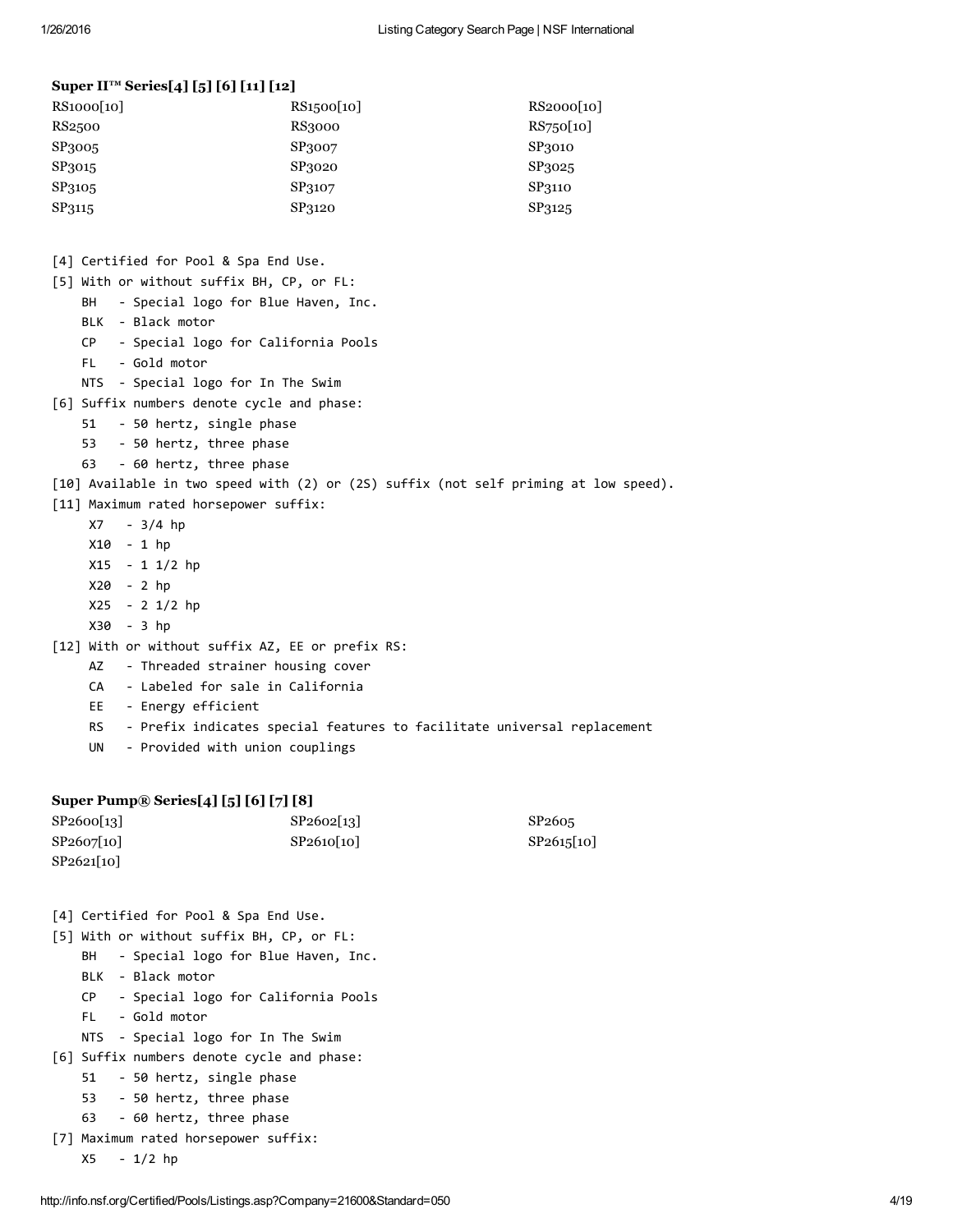**Super II™ Series[4] [5] [6] [11] [12]**

| | | |
|---|---|---|
| RS1000[10] | RS1500[10] | RS2000[10] |
| RS2500 | RS3000 | RS750[10] |
| SP3005 | SP3007 | SP3010 |
| SP3015 | SP3020 | SP3025 |
| SP3105 | SP3107 | SP3110 |
| SP3115 | SP3120 | SP3125 |

```
[4] Certified for Pool & Spa End Use.
[5] With or without suffix BH, CP, or FL:
    BH   - Special logo for Blue Haven, Inc.
    BLK  - Black motor
    CP   - Special logo for California Pools
    FL   - Gold motor
    NTS  - Special logo for In The Swim
[6] Suffix numbers denote cycle and phase:
    51   - 50 hertz, single phase
    53   - 50 hertz, three phase
    63   - 60 hertz, three phase
[10] Available in two speed with (2) or (2S) suffix (not self priming at low speed).
[11] Maximum rated horsepower suffix:
     X7   - 3/4 hp
     X10  - 1 hp
     X15  - 1 1/2 hp
     X20  - 2 hp
     X25  - 2 1/2 hp
     X30  - 3 hp
[12] With or without suffix AZ, EE or prefix RS:
     AZ   - Threaded strainer housing cover
     CA   - Labeled for sale in California
     EE   - Energy efficient
     RS   - Prefix indicates special features to facilitate universal replacement
     UN   - Provided with union couplings
```

**Super Pump® Series[4] [5] [6] [7] [8]**

| | | |
|---|---|---|
| SP2600[13] | SP2602[13] | SP2605 |
| SP2607[10] | SP2610[10] | SP2615[10] |
| SP2621[10] | | |

```
[4] Certified for Pool & Spa End Use.
[5] With or without suffix BH, CP, or FL:
    BH   - Special logo for Blue Haven, Inc.
    BLK  - Black motor
    CP   - Special logo for California Pools
    FL   - Gold motor
    NTS  - Special logo for In The Swim
[6] Suffix numbers denote cycle and phase:
    51   - 50 hertz, single phase
    53   - 50 hertz, three phase
    63   - 60 hertz, three phase
[7] Maximum rated horsepower suffix:
    X5   - 1/2 hp
```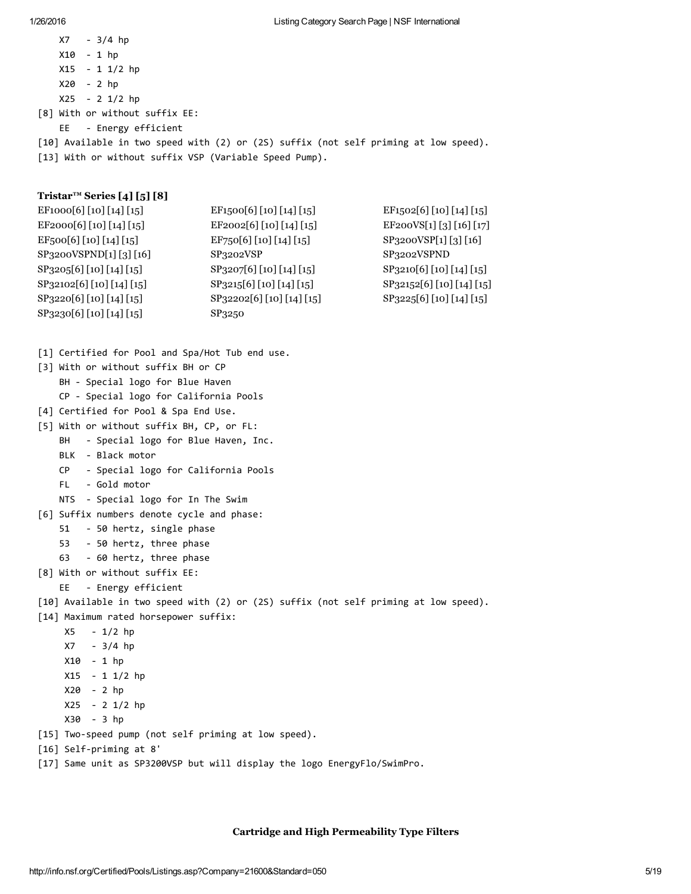X7 - 3/4 hp
X10 - 1 hp
X15 - 1 1/2 hp
X20 - 2 hp
X25 - 2 1/2 hp

[8] With or without suffix EE:
EE - Energy efficient

[10] Available in two speed with (2) or (2S) suffix (not self priming at low speed).

[13] With or without suffix VSP (Variable Speed Pump).

### Tristar™ Series [4] [5] [8]

| | | |
|---|---|---|
| EF1000[6] [10] [14] [15] | EF1500[6] [10] [14] [15] | EF1502[6] [10] [14] [15] |
| EF2000[6] [10] [14] [15] | EF2002[6] [10] [14] [15] | EF200VS[1] [3] [16] [17] |
| EF500[6] [10] [14] [15] | EF750[6] [10] [14] [15] | SP3200VSP[1] [3] [16] |
| SP3200VSPND[1] [3] [16] | SP3202VSP | SP3202VSPND |
| SP3205[6] [10] [14] [15] | SP3207[6] [10] [14] [15] | SP3210[6] [10] [14] [15] |
| SP32102[6] [10] [14] [15] | SP3215[6] [10] [14] [15] | SP32152[6] [10] [14] [15] |
| SP3220[6] [10] [14] [15] | SP32202[6] [10] [14] [15] | SP3225[6] [10] [14] [15] |
| SP3230[6] [10] [14] [15] | SP3250 | |

[1] Certified for Pool and Spa/Hot Tub end use.

[3] With or without suffix BH or CP
BH - Special logo for Blue Haven
CP - Special logo for California Pools

[4] Certified for Pool & Spa End Use.

[5] With or without suffix BH, CP, or FL:
BH - Special logo for Blue Haven, Inc.
BLK - Black motor
CP - Special logo for California Pools
FL - Gold motor
NTS - Special logo for In The Swim

[6] Suffix numbers denote cycle and phase:
51 - 50 hertz, single phase
53 - 50 hertz, three phase
63 - 60 hertz, three phase

[8] With or without suffix EE:
EE - Energy efficient

[10] Available in two speed with (2) or (2S) suffix (not self priming at low speed).

[14] Maximum rated horsepower suffix:
X5 - 1/2 hp
X7 - 3/4 hp
X10 - 1 hp
X15 - 1 1/2 hp
X20 - 2 hp
X25 - 2 1/2 hp
X30 - 3 hp

[15] Two-speed pump (not self priming at low speed).

[16] Self-priming at 8'

[17] Same unit as SP3200VSP but will display the logo EnergyFlo/SwimPro.

### Cartridge and High Permeability Type Filters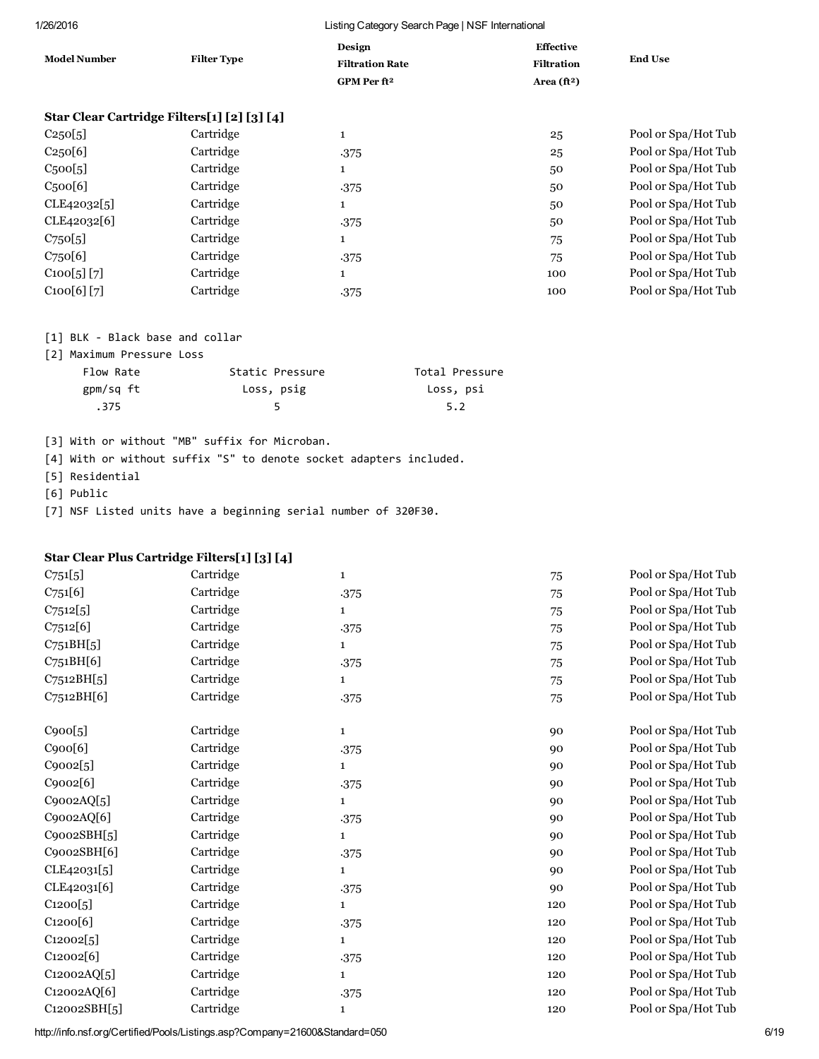| Model Number | Filter Type | Design Filtration Rate GPM Per ft² | Effective Filtration Area (ft²) | End Use |
|---|---|---|---|---|
| **Star Clear Cartridge Filters[1] [2] [3] [4]** | | | | |
| C250[5] | Cartridge | 1 | 25 | Pool or Spa/Hot Tub |
| C250[6] | Cartridge | .375 | 25 | Pool or Spa/Hot Tub |
| C500[5] | Cartridge | 1 | 50 | Pool or Spa/Hot Tub |
| C500[6] | Cartridge | .375 | 50 | Pool or Spa/Hot Tub |
| CLE42032[5] | Cartridge | 1 | 50 | Pool or Spa/Hot Tub |
| CLE42032[6] | Cartridge | .375 | 50 | Pool or Spa/Hot Tub |
| C750[5] | Cartridge | 1 | 75 | Pool or Spa/Hot Tub |
| C750[6] | Cartridge | .375 | 75 | Pool or Spa/Hot Tub |
| C100[5] [7] | Cartridge | 1 | 100 | Pool or Spa/Hot Tub |
| C100[6] [7] | Cartridge | .375 | 100 | Pool or Spa/Hot Tub |

[1] BLK - Black base and collar

[2] Maximum Pressure Loss

| Flow Rate gpm/sq ft | Static Pressure Loss, psig | Total Pressure Loss, psi |
|---|---|---|
| .375 | 5 | 5.2 |

[3] With or without "MB" suffix for Microban.

[4] With or without suffix "S" to denote socket adapters included.

[5] Residential

[6] Public

[7] NSF Listed units have a beginning serial number of 320F30.

| Model Number | Filter Type | Design Filtration Rate GPM Per ft² | Effective Filtration Area (ft²) | End Use |
|---|---|---|---|---|
| **Star Clear Plus Cartridge Filters[1] [3] [4]** | | | | |
| C751[5] | Cartridge | 1 | 75 | Pool or Spa/Hot Tub |
| C751[6] | Cartridge | .375 | 75 | Pool or Spa/Hot Tub |
| C7512[5] | Cartridge | 1 | 75 | Pool or Spa/Hot Tub |
| C7512[6] | Cartridge | .375 | 75 | Pool or Spa/Hot Tub |
| C751BH[5] | Cartridge | 1 | 75 | Pool or Spa/Hot Tub |
| C751BH[6] | Cartridge | .375 | 75 | Pool or Spa/Hot Tub |
| C7512BH[5] | Cartridge | 1 | 75 | Pool or Spa/Hot Tub |
| C7512BH[6] | Cartridge | .375 | 75 | Pool or Spa/Hot Tub |
| C900[5] | Cartridge | 1 | 90 | Pool or Spa/Hot Tub |
| C900[6] | Cartridge | .375 | 90 | Pool or Spa/Hot Tub |
| C9002[5] | Cartridge | 1 | 90 | Pool or Spa/Hot Tub |
| C9002[6] | Cartridge | .375 | 90 | Pool or Spa/Hot Tub |
| C9002AQ[5] | Cartridge | 1 | 90 | Pool or Spa/Hot Tub |
| C9002AQ[6] | Cartridge | .375 | 90 | Pool or Spa/Hot Tub |
| C9002SBH[5] | Cartridge | 1 | 90 | Pool or Spa/Hot Tub |
| C9002SBH[6] | Cartridge | .375 | 90 | Pool or Spa/Hot Tub |
| CLE42031[5] | Cartridge | 1 | 90 | Pool or Spa/Hot Tub |
| CLE42031[6] | Cartridge | .375 | 90 | Pool or Spa/Hot Tub |
| C1200[5] | Cartridge | 1 | 120 | Pool or Spa/Hot Tub |
| C1200[6] | Cartridge | .375 | 120 | Pool or Spa/Hot Tub |
| C12002[5] | Cartridge | 1 | 120 | Pool or Spa/Hot Tub |
| C12002[6] | Cartridge | .375 | 120 | Pool or Spa/Hot Tub |
| C12002AQ[5] | Cartridge | 1 | 120 | Pool or Spa/Hot Tub |
| C12002AQ[6] | Cartridge | .375 | 120 | Pool or Spa/Hot Tub |
| C12002SBH[5] | Cartridge | 1 | 120 | Pool or Spa/Hot Tub |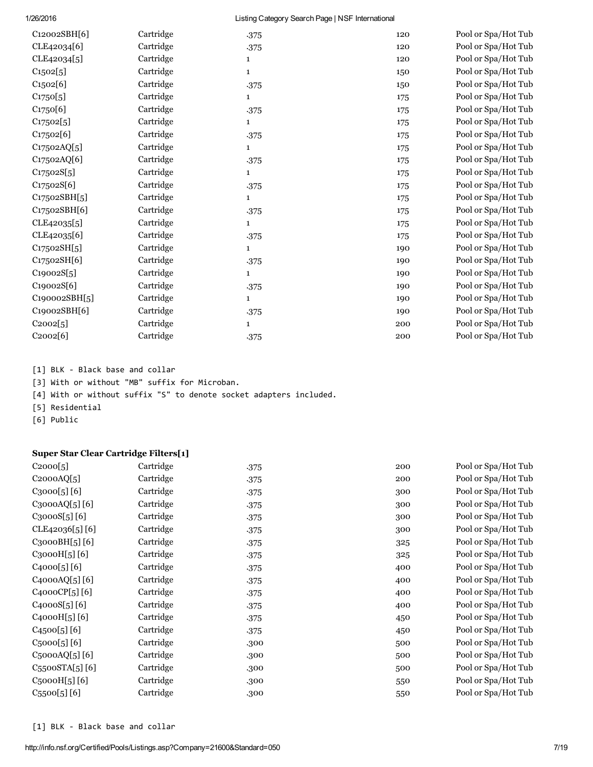| | | | | |
|---|---|---|---|---|
| C12002SBH[6] | Cartridge | .375 | 120 | Pool or Spa/Hot Tub |
| CLE42034[6] | Cartridge | .375 | 120 | Pool or Spa/Hot Tub |
| CLE42034[5] | Cartridge | 1 | 120 | Pool or Spa/Hot Tub |
| C1502[5] | Cartridge | 1 | 150 | Pool or Spa/Hot Tub |
| C1502[6] | Cartridge | .375 | 150 | Pool or Spa/Hot Tub |
| C1750[5] | Cartridge | 1 | 175 | Pool or Spa/Hot Tub |
| C1750[6] | Cartridge | .375 | 175 | Pool or Spa/Hot Tub |
| C17502[5] | Cartridge | 1 | 175 | Pool or Spa/Hot Tub |
| C17502[6] | Cartridge | .375 | 175 | Pool or Spa/Hot Tub |
| C17502AQ[5] | Cartridge | 1 | 175 | Pool or Spa/Hot Tub |
| C17502AQ[6] | Cartridge | .375 | 175 | Pool or Spa/Hot Tub |
| C17502S[5] | Cartridge | 1 | 175 | Pool or Spa/Hot Tub |
| C17502S[6] | Cartridge | .375 | 175 | Pool or Spa/Hot Tub |
| C17502SBH[5] | Cartridge | 1 | 175 | Pool or Spa/Hot Tub |
| C17502SBH[6] | Cartridge | .375 | 175 | Pool or Spa/Hot Tub |
| CLE42035[5] | Cartridge | 1 | 175 | Pool or Spa/Hot Tub |
| CLE42035[6] | Cartridge | .375 | 175 | Pool or Spa/Hot Tub |
| C17502SH[5] | Cartridge | 1 | 190 | Pool or Spa/Hot Tub |
| C17502SH[6] | Cartridge | .375 | 190 | Pool or Spa/Hot Tub |
| C19002S[5] | Cartridge | 1 | 190 | Pool or Spa/Hot Tub |
| C19002S[6] | Cartridge | .375 | 190 | Pool or Spa/Hot Tub |
| C190002SBH[5] | Cartridge | 1 | 190 | Pool or Spa/Hot Tub |
| C19002SBH[6] | Cartridge | .375 | 190 | Pool or Spa/Hot Tub |
| C2002[5] | Cartridge | 1 | 200 | Pool or Spa/Hot Tub |
| C2002[6] | Cartridge | .375 | 200 | Pool or Spa/Hot Tub |

[1] BLK - Black base and collar

[3] With or without "MB" suffix for Microban.

[4] With or without suffix "S" to denote socket adapters included.

[5] Residential

[6] Public

**Super Star Clear Cartridge Filters[1]**

| | | | | |
|---|---|---|---|---|
| C2000[5] | Cartridge | .375 | 200 | Pool or Spa/Hot Tub |
| C2000AQ[5] | Cartridge | .375 | 200 | Pool or Spa/Hot Tub |
| C3000[5] [6] | Cartridge | .375 | 300 | Pool or Spa/Hot Tub |
| C3000AQ[5] [6] | Cartridge | .375 | 300 | Pool or Spa/Hot Tub |
| C3000S[5] [6] | Cartridge | .375 | 300 | Pool or Spa/Hot Tub |
| CLE42036[5] [6] | Cartridge | .375 | 300 | Pool or Spa/Hot Tub |
| C3000BH[5] [6] | Cartridge | .375 | 325 | Pool or Spa/Hot Tub |
| C3000H[5] [6] | Cartridge | .375 | 325 | Pool or Spa/Hot Tub |
| C4000[5] [6] | Cartridge | .375 | 400 | Pool or Spa/Hot Tub |
| C4000AQ[5] [6] | Cartridge | .375 | 400 | Pool or Spa/Hot Tub |
| C4000CP[5] [6] | Cartridge | .375 | 400 | Pool or Spa/Hot Tub |
| C4000S[5] [6] | Cartridge | .375 | 400 | Pool or Spa/Hot Tub |
| C4000H[5] [6] | Cartridge | .375 | 450 | Pool or Spa/Hot Tub |
| C4500[5] [6] | Cartridge | .375 | 450 | Pool or Spa/Hot Tub |
| C5000[5] [6] | Cartridge | .300 | 500 | Pool or Spa/Hot Tub |
| C5000AQ[5] [6] | Cartridge | .300 | 500 | Pool or Spa/Hot Tub |
| C5500STA[5] [6] | Cartridge | .300 | 500 | Pool or Spa/Hot Tub |
| C5000H[5] [6] | Cartridge | .300 | 550 | Pool or Spa/Hot Tub |
| C5500[5] [6] | Cartridge | .300 | 550 | Pool or Spa/Hot Tub |

[1] BLK - Black base and collar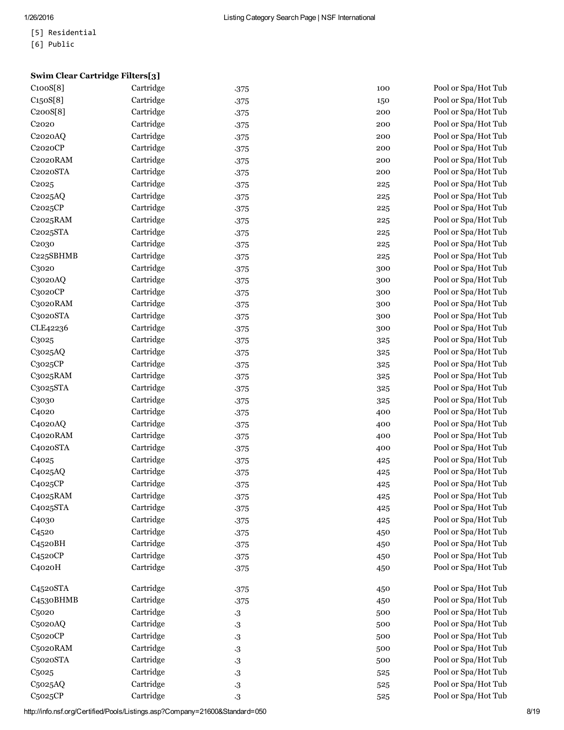[5] Residential
[6] Public

**Swim Clear Cartridge Filters[3]**

| | | | | |
|---|---|---|---|---|
| C100S[8] | Cartridge | .375 | 100 | Pool or Spa/Hot Tub |
| C150S[8] | Cartridge | .375 | 150 | Pool or Spa/Hot Tub |
| C200S[8] | Cartridge | .375 | 200 | Pool or Spa/Hot Tub |
| C2020 | Cartridge | .375 | 200 | Pool or Spa/Hot Tub |
| C2020AQ | Cartridge | .375 | 200 | Pool or Spa/Hot Tub |
| C2020CP | Cartridge | .375 | 200 | Pool or Spa/Hot Tub |
| C2020RAM | Cartridge | .375 | 200 | Pool or Spa/Hot Tub |
| C2020STA | Cartridge | .375 | 200 | Pool or Spa/Hot Tub |
| C2025 | Cartridge | .375 | 225 | Pool or Spa/Hot Tub |
| C2025AQ | Cartridge | .375 | 225 | Pool or Spa/Hot Tub |
| C2025CP | Cartridge | .375 | 225 | Pool or Spa/Hot Tub |
| C2025RAM | Cartridge | .375 | 225 | Pool or Spa/Hot Tub |
| C2025STA | Cartridge | .375 | 225 | Pool or Spa/Hot Tub |
| C2030 | Cartridge | .375 | 225 | Pool or Spa/Hot Tub |
| C225SBHMB | Cartridge | .375 | 225 | Pool or Spa/Hot Tub |
| C3020 | Cartridge | .375 | 300 | Pool or Spa/Hot Tub |
| C3020AQ | Cartridge | .375 | 300 | Pool or Spa/Hot Tub |
| C3020CP | Cartridge | .375 | 300 | Pool or Spa/Hot Tub |
| C3020RAM | Cartridge | .375 | 300 | Pool or Spa/Hot Tub |
| C3020STA | Cartridge | .375 | 300 | Pool or Spa/Hot Tub |
| CLE42236 | Cartridge | .375 | 300 | Pool or Spa/Hot Tub |
| C3025 | Cartridge | .375 | 325 | Pool or Spa/Hot Tub |
| C3025AQ | Cartridge | .375 | 325 | Pool or Spa/Hot Tub |
| C3025CP | Cartridge | .375 | 325 | Pool or Spa/Hot Tub |
| C3025RAM | Cartridge | .375 | 325 | Pool or Spa/Hot Tub |
| C3025STA | Cartridge | .375 | 325 | Pool or Spa/Hot Tub |
| C3030 | Cartridge | .375 | 325 | Pool or Spa/Hot Tub |
| C4020 | Cartridge | .375 | 400 | Pool or Spa/Hot Tub |
| C4020AQ | Cartridge | .375 | 400 | Pool or Spa/Hot Tub |
| C4020RAM | Cartridge | .375 | 400 | Pool or Spa/Hot Tub |
| C4020STA | Cartridge | .375 | 400 | Pool or Spa/Hot Tub |
| C4025 | Cartridge | .375 | 425 | Pool or Spa/Hot Tub |
| C4025AQ | Cartridge | .375 | 425 | Pool or Spa/Hot Tub |
| C4025CP | Cartridge | .375 | 425 | Pool or Spa/Hot Tub |
| C4025RAM | Cartridge | .375 | 425 | Pool or Spa/Hot Tub |
| C4025STA | Cartridge | .375 | 425 | Pool or Spa/Hot Tub |
| C4030 | Cartridge | .375 | 425 | Pool or Spa/Hot Tub |
| C4520 | Cartridge | .375 | 450 | Pool or Spa/Hot Tub |
| C4520BH | Cartridge | .375 | 450 | Pool or Spa/Hot Tub |
| C4520CP | Cartridge | .375 | 450 | Pool or Spa/Hot Tub |
| C4020H | Cartridge | .375 | 450 | Pool or Spa/Hot Tub |
| C4520STA | Cartridge | .375 | 450 | Pool or Spa/Hot Tub |
| C4530BHMB | Cartridge | .375 | 450 | Pool or Spa/Hot Tub |
| C5020 | Cartridge | .3 | 500 | Pool or Spa/Hot Tub |
| C5020AQ | Cartridge | .3 | 500 | Pool or Spa/Hot Tub |
| C5020CP | Cartridge | .3 | 500 | Pool or Spa/Hot Tub |
| C5020RAM | Cartridge | .3 | 500 | Pool or Spa/Hot Tub |
| C5020STA | Cartridge | .3 | 500 | Pool or Spa/Hot Tub |
| C5025 | Cartridge | .3 | 525 | Pool or Spa/Hot Tub |
| C5025AQ | Cartridge | .3 | 525 | Pool or Spa/Hot Tub |
| C5025CP | Cartridge | .3 | 525 | Pool or Spa/Hot Tub |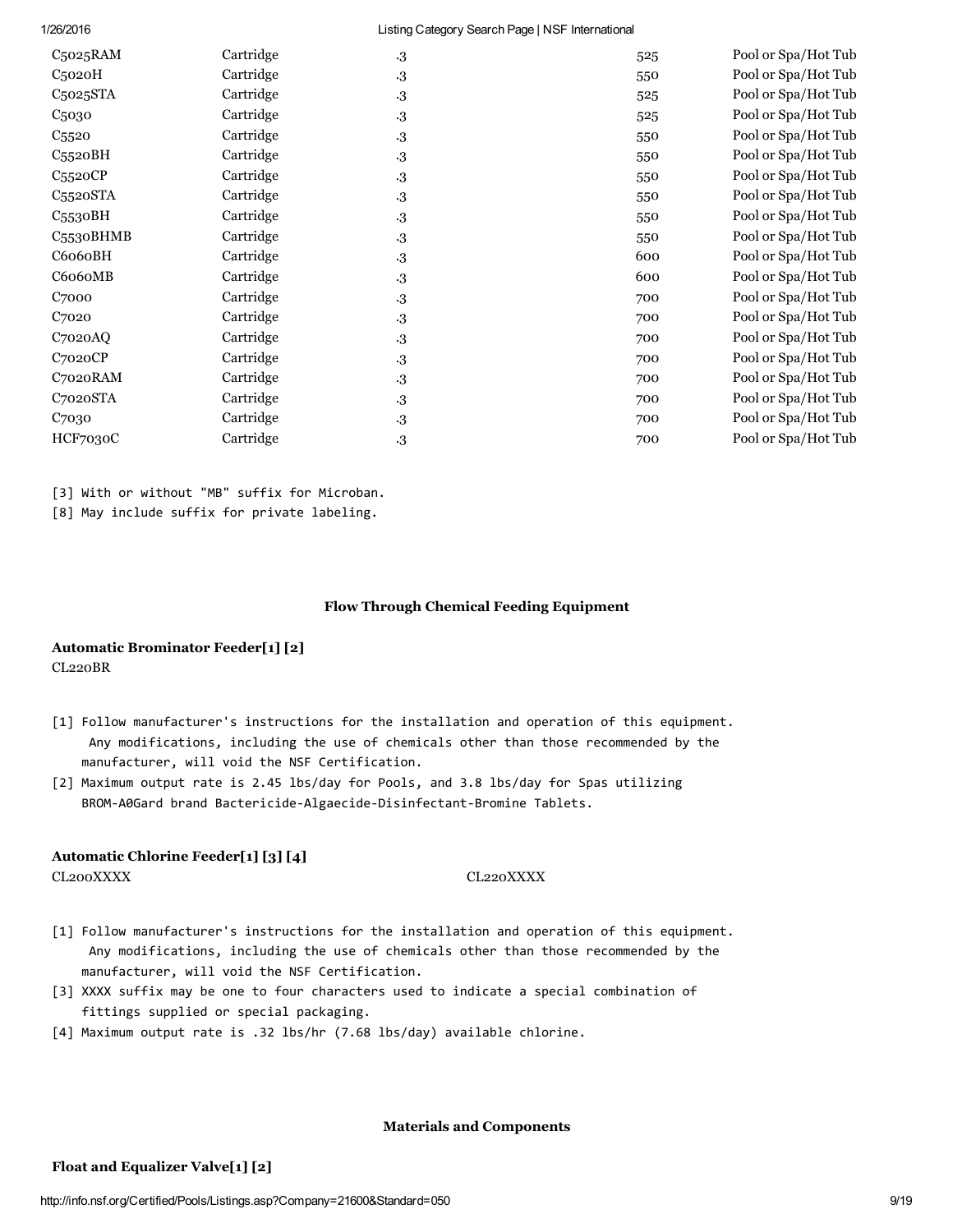| | | | | |
|---|---|---|---|---|
| C5025RAM | Cartridge | .3 | 525 | Pool or Spa/Hot Tub |
| C5020H | Cartridge | .3 | 550 | Pool or Spa/Hot Tub |
| C5025STA | Cartridge | .3 | 525 | Pool or Spa/Hot Tub |
| C5030 | Cartridge | .3 | 525 | Pool or Spa/Hot Tub |
| C5520 | Cartridge | .3 | 550 | Pool or Spa/Hot Tub |
| C5520BH | Cartridge | .3 | 550 | Pool or Spa/Hot Tub |
| C5520CP | Cartridge | .3 | 550 | Pool or Spa/Hot Tub |
| C5520STA | Cartridge | .3 | 550 | Pool or Spa/Hot Tub |
| C5530BH | Cartridge | .3 | 550 | Pool or Spa/Hot Tub |
| C5530BHMB | Cartridge | .3 | 550 | Pool or Spa/Hot Tub |
| C6060BH | Cartridge | .3 | 600 | Pool or Spa/Hot Tub |
| C6060MB | Cartridge | .3 | 600 | Pool or Spa/Hot Tub |
| C7000 | Cartridge | .3 | 700 | Pool or Spa/Hot Tub |
| C7020 | Cartridge | .3 | 700 | Pool or Spa/Hot Tub |
| C7020AQ | Cartridge | .3 | 700 | Pool or Spa/Hot Tub |
| C7020CP | Cartridge | .3 | 700 | Pool or Spa/Hot Tub |
| C7020RAM | Cartridge | .3 | 700 | Pool or Spa/Hot Tub |
| C7020STA | Cartridge | .3 | 700 | Pool or Spa/Hot Tub |
| C7030 | Cartridge | .3 | 700 | Pool or Spa/Hot Tub |
| HCF7030C | Cartridge | .3 | 700 | Pool or Spa/Hot Tub |

[3] With or without "MB" suffix for Microban.

[8] May include suffix for private labeling.

## Flow Through Chemical Feeding Equipment

### Automatic Brominator Feeder[1] [2]

CL220BR

[1] Follow manufacturer's instructions for the installation and operation of this equipment. Any modifications, including the use of chemicals other than those recommended by the manufacturer, will void the NSF Certification.

[2] Maximum output rate is 2.45 lbs/day for Pools, and 3.8 lbs/day for Spas utilizing BROM-A0Gard brand Bactericide-Algaecide-Disinfectant-Bromine Tablets.

### Automatic Chlorine Feeder[1] [3] [4]

CL200XXXX CL220XXXX

[1] Follow manufacturer's instructions for the installation and operation of this equipment. Any modifications, including the use of chemicals other than those recommended by the manufacturer, will void the NSF Certification.

[3] XXXX suffix may be one to four characters used to indicate a special combination of fittings supplied or special packaging.

[4] Maximum output rate is .32 lbs/hr (7.68 lbs/day) available chlorine.

## Materials and Components

### Float and Equalizer Valve[1] [2]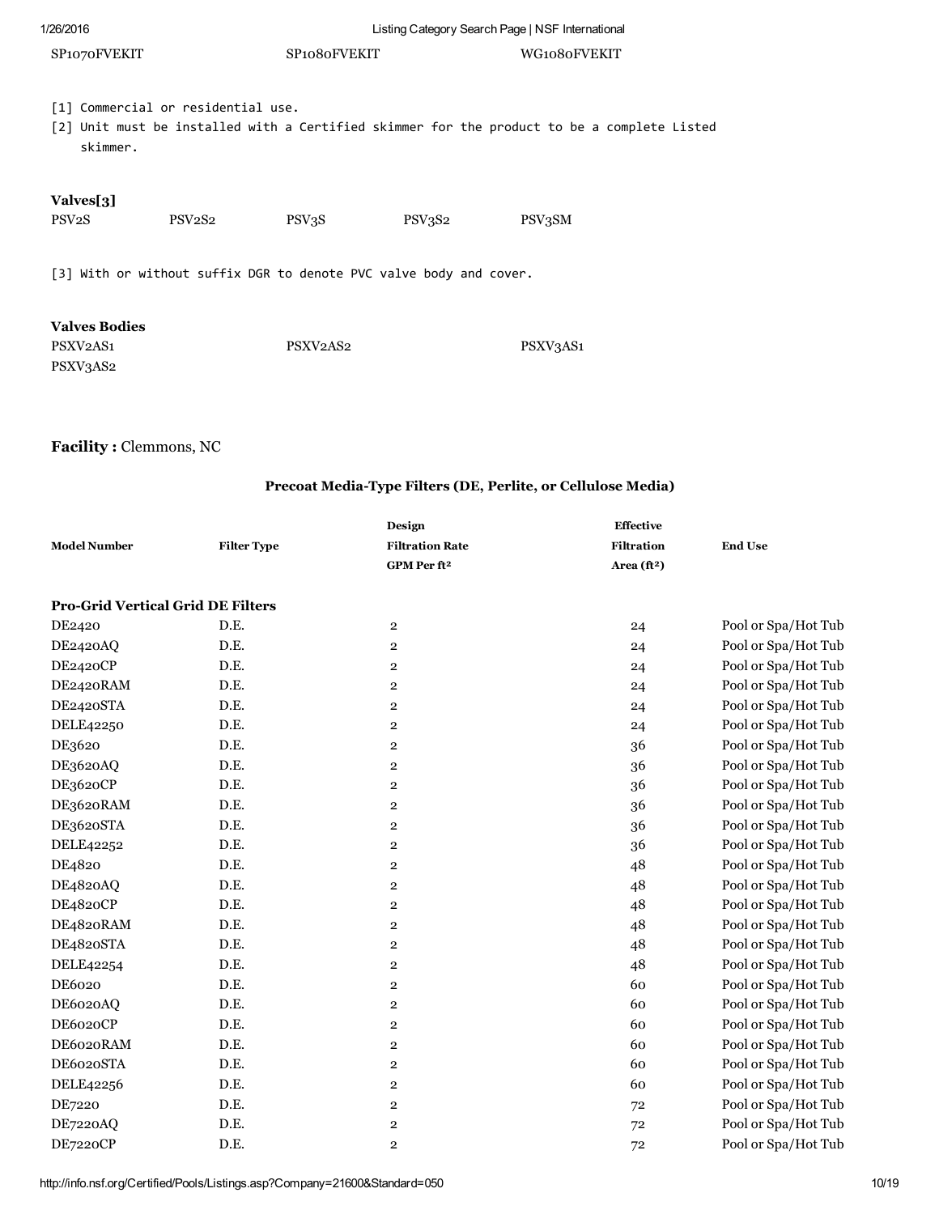| SP1070FVEKIT | SP1080FVEKIT | WG1080FVEKIT |
|---|---|---|

[1] Commercial or residential use.
[2] Unit must be installed with a Certified skimmer for the product to be a complete Listed skimmer.

**Valves[3]**

| PSV2S | PSV2S2 | PSV3S | PSV3S2 | PSV3SM |
|---|---|---|---|---|

[3] With or without suffix DGR to denote PVC valve body and cover.

**Valves Bodies**

| PSXV2AS1 | PSXV2AS2 | PSXV3AS1 |
|---|---|---|
| PSXV3AS2 | | |

**Facility :** Clemmons, NC

**Precoat Media-Type Filters (DE, Perlite, or Cellulose Media)**

| Model Number | Filter Type | Design Filtration Rate GPM Per ft² | Effective Filtration Area (ft²) | End Use |
|---|---|---|---|---|
| **Pro-Grid Vertical Grid DE Filters** | | | | |
| DE2420 | D.E. | 2 | 24 | Pool or Spa/Hot Tub |
| DE2420AQ | D.E. | 2 | 24 | Pool or Spa/Hot Tub |
| DE2420CP | D.E. | 2 | 24 | Pool or Spa/Hot Tub |
| DE2420RAM | D.E. | 2 | 24 | Pool or Spa/Hot Tub |
| DE2420STA | D.E. | 2 | 24 | Pool or Spa/Hot Tub |
| DELE42250 | D.E. | 2 | 24 | Pool or Spa/Hot Tub |
| DE3620 | D.E. | 2 | 36 | Pool or Spa/Hot Tub |
| DE3620AQ | D.E. | 2 | 36 | Pool or Spa/Hot Tub |
| DE3620CP | D.E. | 2 | 36 | Pool or Spa/Hot Tub |
| DE3620RAM | D.E. | 2 | 36 | Pool or Spa/Hot Tub |
| DE3620STA | D.E. | 2 | 36 | Pool or Spa/Hot Tub |
| DELE42252 | D.E. | 2 | 36 | Pool or Spa/Hot Tub |
| DE4820 | D.E. | 2 | 48 | Pool or Spa/Hot Tub |
| DE4820AQ | D.E. | 2 | 48 | Pool or Spa/Hot Tub |
| DE4820CP | D.E. | 2 | 48 | Pool or Spa/Hot Tub |
| DE4820RAM | D.E. | 2 | 48 | Pool or Spa/Hot Tub |
| DE4820STA | D.E. | 2 | 48 | Pool or Spa/Hot Tub |
| DELE42254 | D.E. | 2 | 48 | Pool or Spa/Hot Tub |
| DE6020 | D.E. | 2 | 60 | Pool or Spa/Hot Tub |
| DE6020AQ | D.E. | 2 | 60 | Pool or Spa/Hot Tub |
| DE6020CP | D.E. | 2 | 60 | Pool or Spa/Hot Tub |
| DE6020RAM | D.E. | 2 | 60 | Pool or Spa/Hot Tub |
| DE6020STA | D.E. | 2 | 60 | Pool or Spa/Hot Tub |
| DELE42256 | D.E. | 2 | 60 | Pool or Spa/Hot Tub |
| DE7220 | D.E. | 2 | 72 | Pool or Spa/Hot Tub |
| DE7220AQ | D.E. | 2 | 72 | Pool or Spa/Hot Tub |
| DE7220CP | D.E. | 2 | 72 | Pool or Spa/Hot Tub |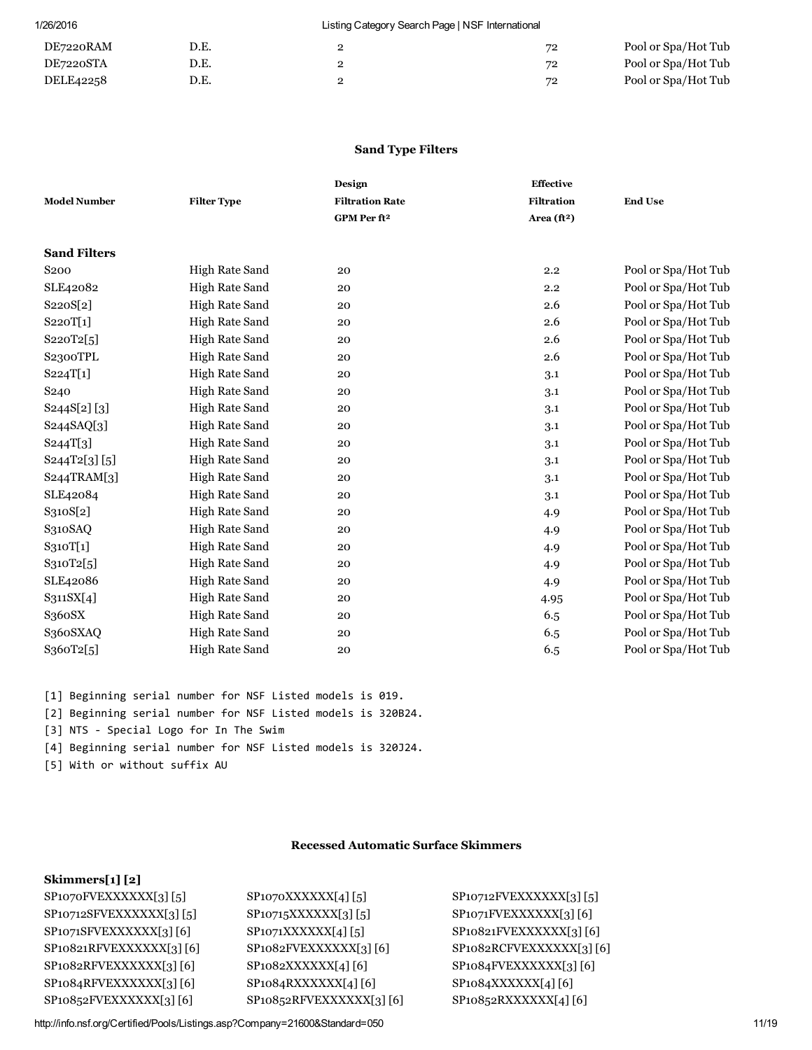| DE7220RAM | D.E. | 2 | 72 | Pool or Spa/Hot Tub |
|---|---|---|---|---|
| DE7220STA | D.E. | 2 | 72 | Pool or Spa/Hot Tub |
| DELE42258 | D.E. | 2 | 72 | Pool or Spa/Hot Tub |

### Sand Type Filters

| Model Number | Filter Type | Design Filtration Rate GPM Per ft² | Effective Filtration Area (ft²) | End Use |
|---|---|---|---|---|
| **Sand Filters** | | | | |
| S200 | High Rate Sand | 20 | 2.2 | Pool or Spa/Hot Tub |
| SLE42082 | High Rate Sand | 20 | 2.2 | Pool or Spa/Hot Tub |
| S220S[2] | High Rate Sand | 20 | 2.6 | Pool or Spa/Hot Tub |
| S220T[1] | High Rate Sand | 20 | 2.6 | Pool or Spa/Hot Tub |
| S220T2[5] | High Rate Sand | 20 | 2.6 | Pool or Spa/Hot Tub |
| S2300TPL | High Rate Sand | 20 | 2.6 | Pool or Spa/Hot Tub |
| S224T[1] | High Rate Sand | 20 | 3.1 | Pool or Spa/Hot Tub |
| S240 | High Rate Sand | 20 | 3.1 | Pool or Spa/Hot Tub |
| S244S[2] [3] | High Rate Sand | 20 | 3.1 | Pool or Spa/Hot Tub |
| S244SAQ[3] | High Rate Sand | 20 | 3.1 | Pool or Spa/Hot Tub |
| S244T[3] | High Rate Sand | 20 | 3.1 | Pool or Spa/Hot Tub |
| S244T2[3] [5] | High Rate Sand | 20 | 3.1 | Pool or Spa/Hot Tub |
| S244TRAM[3] | High Rate Sand | 20 | 3.1 | Pool or Spa/Hot Tub |
| SLE42084 | High Rate Sand | 20 | 3.1 | Pool or Spa/Hot Tub |
| S310S[2] | High Rate Sand | 20 | 4.9 | Pool or Spa/Hot Tub |
| S310SAQ | High Rate Sand | 20 | 4.9 | Pool or Spa/Hot Tub |
| S310T[1] | High Rate Sand | 20 | 4.9 | Pool or Spa/Hot Tub |
| S310T2[5] | High Rate Sand | 20 | 4.9 | Pool or Spa/Hot Tub |
| SLE42086 | High Rate Sand | 20 | 4.9 | Pool or Spa/Hot Tub |
| S311SX[4] | High Rate Sand | 20 | 4.95 | Pool or Spa/Hot Tub |
| S360SX | High Rate Sand | 20 | 6.5 | Pool or Spa/Hot Tub |
| S360SXAQ | High Rate Sand | 20 | 6.5 | Pool or Spa/Hot Tub |
| S360T2[5] | High Rate Sand | 20 | 6.5 | Pool or Spa/Hot Tub |

[1] Beginning serial number for NSF Listed models is 019.
[2] Beginning serial number for NSF Listed models is 320B24.
[3] NTS - Special Logo for In The Swim
[4] Beginning serial number for NSF Listed models is 320J24.
[5] With or without suffix AU

### Recessed Automatic Surface Skimmers

**Skimmers[1] [2]**

| | | |
|---|---|---|
| SP1070FVEXXXXXX[3] [5] | SP1070XXXXXX[4] [5] | SP10712FVEXXXXXX[3] [5] |
| SP10712SFVEXXXXXX[3] [5] | SP10715XXXXXX[3] [5] | SP1071FVEXXXXXX[3] [6] |
| SP1071SFVEXXXXXX[3] [6] | SP1071XXXXXX[4] [5] | SP10821FVEXXXXXX[3] [6] |
| SP10821RFVEXXXXXX[3] [6] | SP1082FVEXXXXXX[3] [6] | SP1082RCFVEXXXXXX[3] [6] |
| SP1082RFVEXXXXXX[3] [6] | SP1082XXXXXX[4] [6] | SP1084FVEXXXXXX[3] [6] |
| SP1084RFVEXXXXXX[3] [6] | SP1084RXXXXXX[4] [6] | SP1084XXXXXX[4] [6] |
| SP10852FVEXXXXXX[3] [6] | SP10852RFVEXXXXXX[3] [6] | SP10852RXXXXXX[4] [6] |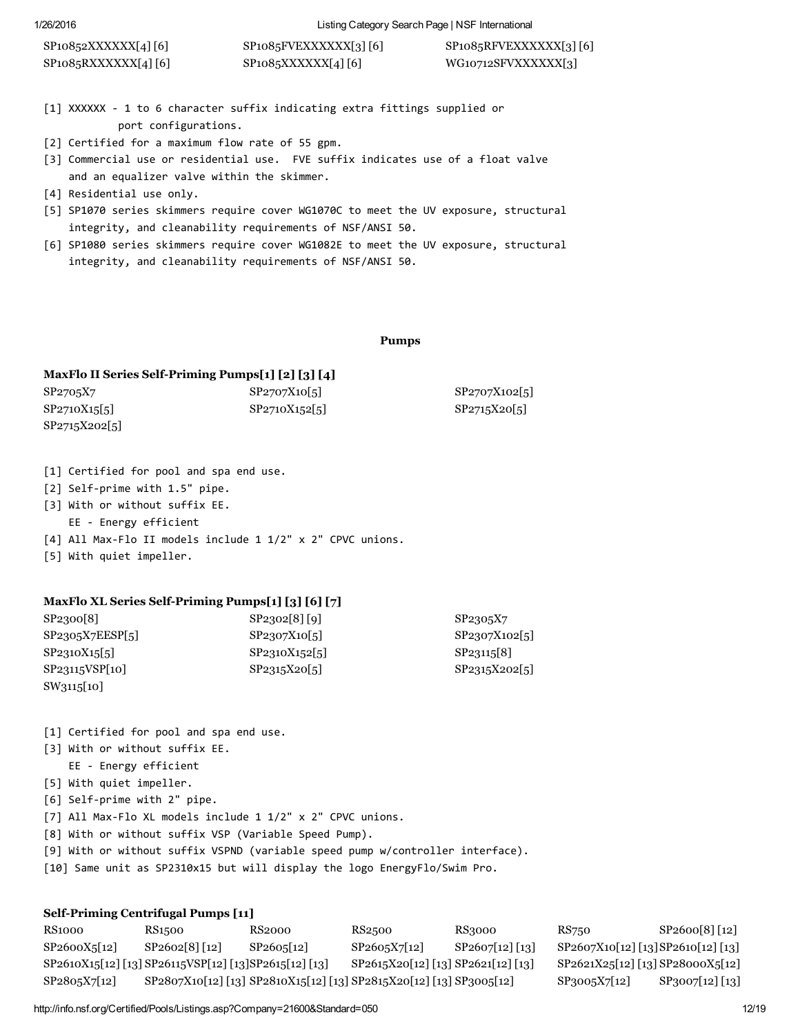| | | |
|---|---|---|
| SP10852XXXXXX[4] [6] | SP1085FVEXXXXXX[3] [6] | SP1085RFVEXXXXXX[3] [6] |
| SP1085RXXXXXX[4] [6] | SP1085XXXXXX[4] [6] | WG10712SFVXXXXXX[3] |

```
[1] XXXXXX - 1 to 6 character suffix indicating extra fittings supplied or
          port configurations.
[2] Certified for a maximum flow rate of 55 gpm.
[3] Commercial use or residential use.  FVE suffix indicates use of a float valve
    and an equalizer valve within the skimmer.
[4] Residential use only.
[5] SP1070 series skimmers require cover WG1070C to meet the UV exposure, structural
    integrity, and cleanability requirements of NSF/ANSI 50.
[6] SP1080 series skimmers require cover WG1082E to meet the UV exposure, structural
    integrity, and cleanability requirements of NSF/ANSI 50.
```

## Pumps

### MaxFlo II Series Self-Priming Pumps[1] [2] [3] [4]

| | | |
|---|---|---|
| SP2705X7 | SP2707X10[5] | SP2707X102[5] |
| SP2710X15[5] | SP2710X152[5] | SP2715X20[5] |
| SP2715X202[5] | | |

```
[1] Certified for pool and spa end use.
[2] Self-prime with 1.5" pipe.
[3] With or without suffix EE.
    EE - Energy efficient
[4] All Max-Flo II models include 1 1/2" x 2" CPVC unions.
[5] With quiet impeller.
```

### MaxFlo XL Series Self-Priming Pumps[1] [3] [6] [7]

| | | |
|---|---|---|
| SP2300[8] | SP2302[8] [9] | SP2305X7 |
| SP2305X7EESP[5] | SP2307X10[5] | SP2307X102[5] |
| SP2310X15[5] | SP2310X152[5] | SP23115[8] |
| SP23115VSP[10] | SP2315X20[5] | SP2315X202[5] |
| SW3115[10] | | |

```
[1] Certified for pool and spa end use.
[3] With or without suffix EE.
    EE - Energy efficient
[5] With quiet impeller.
[6] Self-prime with 2" pipe.
[7] All Max-Flo XL models include 1 1/2" x 2" CPVC unions.
[8] With or without suffix VSP (Variable Speed Pump).
[9] With or without suffix VSPND (variable speed pump w/controller interface).
[10] Same unit as SP2310x15 but will display the logo EnergyFlo/Swim Pro.
```

### Self-Priming Centrifugal Pumps [11]

| | | | | | | |
|---|---|---|---|---|---|---|
| RS1000 | RS1500 | RS2000 | RS2500 | RS3000 | RS750 | SP2600[8] [12] |
| SP2600X5[12] | SP2602[8] [12] | SP2605[12] | SP2605X7[12] | SP2607[12] [13] | SP2607X10[12] [13] | SP2610[12] [13] |
| SP2610X15[12] [13] | SP26115VSP[12] [13] | SP2615[12] [13] | SP2615X20[12] [13] | SP2621[12] [13] | SP2621X25[12] [13] | SP28000X5[12] |
| SP2805X7[12] | SP2807X10[12] [13] | SP2810X15[12] [13] | SP2815X20[12] [13] | SP3005[12] | SP3005X7[12] | SP3007[12] [13] |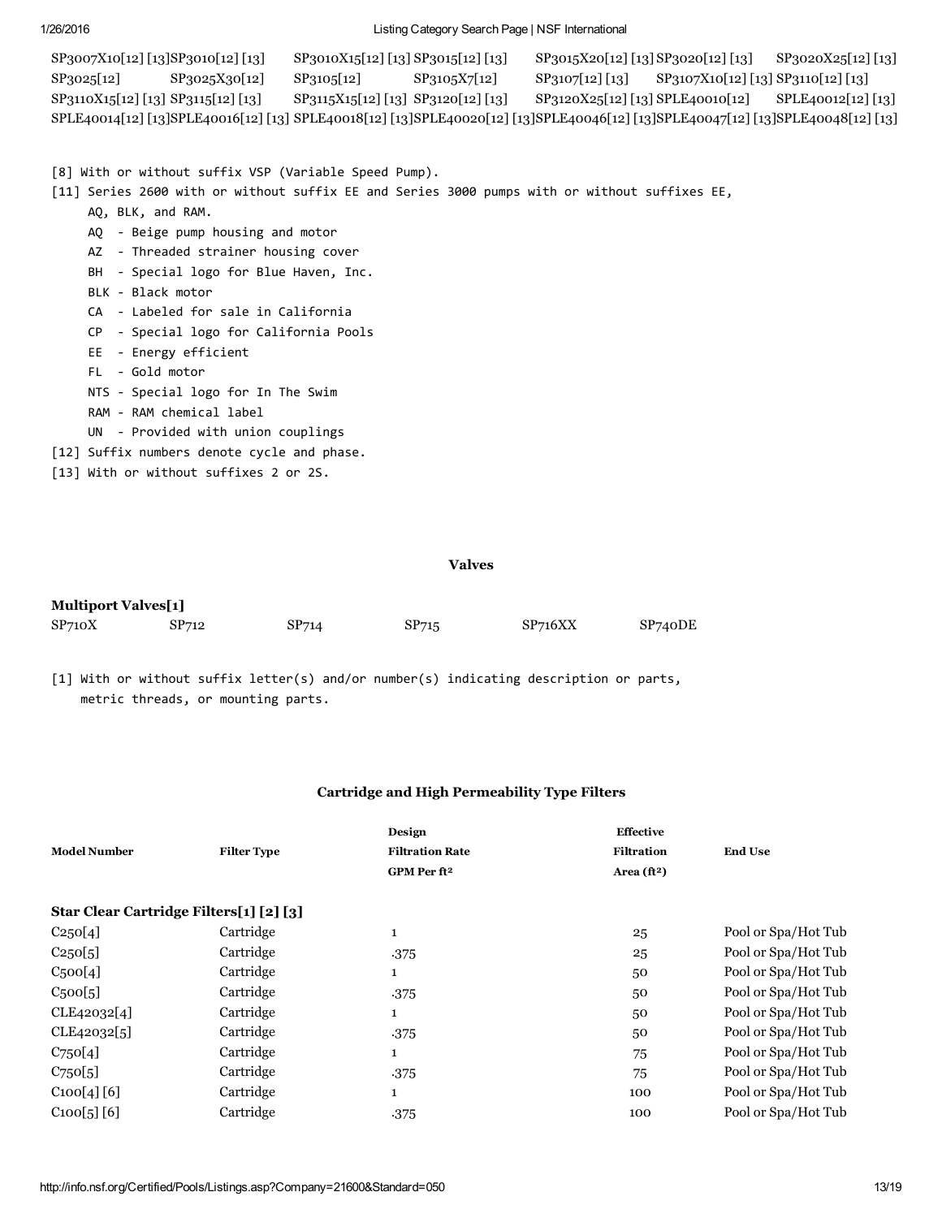| | | | | | | |
|---|---|---|---|---|---|---|
| SP3007X10[12] [13] | SP3010[12] [13] | SP3010X15[12] [13] | SP3015[12] [13] | SP3015X20[12] [13] | SP3020[12] [13] | SP3020X25[12] [13] |
| SP3025[12] | SP3025X30[12] | SP3105[12] | SP3105X7[12] | SP3107[12] [13] | SP3107X10[12] [13] | SP3110[12] [13] |
| SP3110X15[12] [13] | SP3115[12] [13] | SP3115X15[12] [13] | SP3120[12] [13] | SP3120X25[12] [13] | SPLE40010[12] | SPLE40012[12] [13] |
| SPLE40014[12] [13] | SPLE40016[12] [13] | SPLE40018[12] [13] | SPLE40020[12] [13] | SPLE40046[12] [13] | SPLE40047[12] [13] | SPLE40048[12] [13] |

```
[8] With or without suffix VSP (Variable Speed Pump).
[11] Series 2600 with or without suffix EE and Series 3000 pumps with or without suffixes EE,
     AQ, BLK, and RAM.
     AQ  - Beige pump housing and motor
     AZ  - Threaded strainer housing cover
     BH  - Special logo for Blue Haven, Inc.
     BLK - Black motor
     CA  - Labeled for sale in California
     CP  - Special logo for California Pools
     EE  - Energy efficient
     FL  - Gold motor
     NTS - Special logo for In The Swim
     RAM - RAM chemical label
     UN  - Provided with union couplings
[12] Suffix numbers denote cycle and phase.
[13] With or without suffixes 2 or 2S.
```

## Valves

**Multiport Valves[1]**

| | | | | | |
|---|---|---|---|---|---|
| SP710X | SP712 | SP714 | SP715 | SP716XX | SP740DE |

```
[1] With or without suffix letter(s) and/or number(s) indicating description or parts,
    metric threads, or mounting parts.
```

## Cartridge and High Permeability Type Filters

| Model Number | Filter Type | Design Filtration Rate GPM Per ft² | Effective Filtration Area (ft²) | End Use |
|---|---|---|---|---|
| **Star Clear Cartridge Filters[1] [2] [3]** | | | | |
| C250[4] | Cartridge | 1 | 25 | Pool or Spa/Hot Tub |
| C250[5] | Cartridge | .375 | 25 | Pool or Spa/Hot Tub |
| C500[4] | Cartridge | 1 | 50 | Pool or Spa/Hot Tub |
| C500[5] | Cartridge | .375 | 50 | Pool or Spa/Hot Tub |
| CLE42032[4] | Cartridge | 1 | 50 | Pool or Spa/Hot Tub |
| CLE42032[5] | Cartridge | .375 | 50 | Pool or Spa/Hot Tub |
| C750[4] | Cartridge | 1 | 75 | Pool or Spa/Hot Tub |
| C750[5] | Cartridge | .375 | 75 | Pool or Spa/Hot Tub |
| C100[4] [6] | Cartridge | 1 | 100 | Pool or Spa/Hot Tub |
| C100[5] [6] | Cartridge | .375 | 100 | Pool or Spa/Hot Tub |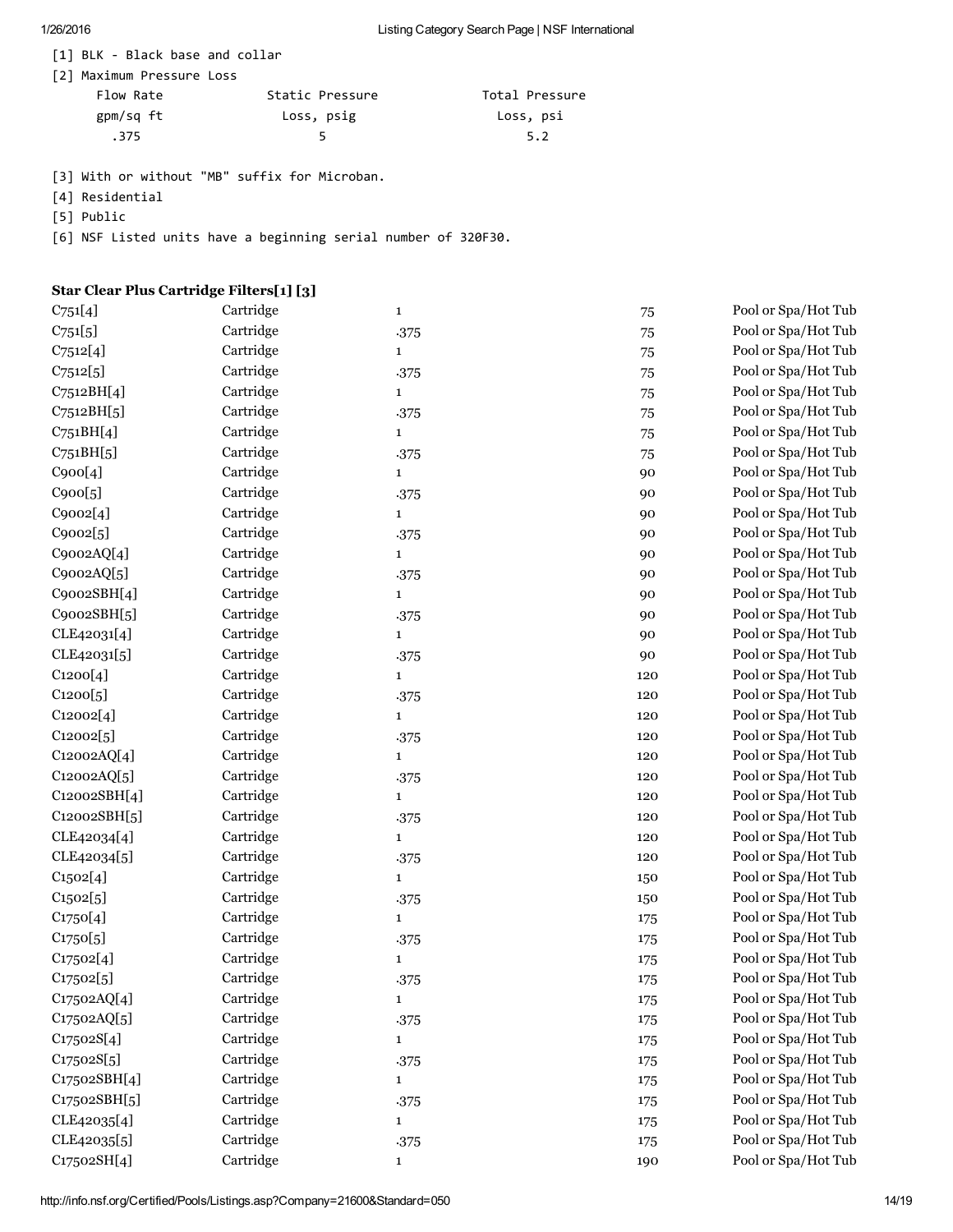[1] BLK - Black base and collar

[2] Maximum Pressure Loss

| Flow Rate gpm/sq ft | Static Pressure Loss, psig | Total Pressure Loss, psi |
|---|---|---|
| .375 | 5 | 5.2 |

[3] With or without "MB" suffix for Microban.

[4] Residential

[5] Public

[6] NSF Listed units have a beginning serial number of 320F30.

**Star Clear Plus Cartridge Filters[1] [3]**

| | | | | |
|---|---|---|---|---|
| C751[4] | Cartridge | 1 | 75 | Pool or Spa/Hot Tub |
| C751[5] | Cartridge | .375 | 75 | Pool or Spa/Hot Tub |
| C7512[4] | Cartridge | 1 | 75 | Pool or Spa/Hot Tub |
| C7512[5] | Cartridge | .375 | 75 | Pool or Spa/Hot Tub |
| C7512BH[4] | Cartridge | 1 | 75 | Pool or Spa/Hot Tub |
| C7512BH[5] | Cartridge | .375 | 75 | Pool or Spa/Hot Tub |
| C751BH[4] | Cartridge | 1 | 75 | Pool or Spa/Hot Tub |
| C751BH[5] | Cartridge | .375 | 75 | Pool or Spa/Hot Tub |
| C900[4] | Cartridge | 1 | 90 | Pool or Spa/Hot Tub |
| C900[5] | Cartridge | .375 | 90 | Pool or Spa/Hot Tub |
| C9002[4] | Cartridge | 1 | 90 | Pool or Spa/Hot Tub |
| C9002[5] | Cartridge | .375 | 90 | Pool or Spa/Hot Tub |
| C9002AQ[4] | Cartridge | 1 | 90 | Pool or Spa/Hot Tub |
| C9002AQ[5] | Cartridge | .375 | 90 | Pool or Spa/Hot Tub |
| C9002SBH[4] | Cartridge | 1 | 90 | Pool or Spa/Hot Tub |
| C9002SBH[5] | Cartridge | .375 | 90 | Pool or Spa/Hot Tub |
| CLE42031[4] | Cartridge | 1 | 90 | Pool or Spa/Hot Tub |
| CLE42031[5] | Cartridge | .375 | 90 | Pool or Spa/Hot Tub |
| C1200[4] | Cartridge | 1 | 120 | Pool or Spa/Hot Tub |
| C1200[5] | Cartridge | .375 | 120 | Pool or Spa/Hot Tub |
| C12002[4] | Cartridge | 1 | 120 | Pool or Spa/Hot Tub |
| C12002[5] | Cartridge | .375 | 120 | Pool or Spa/Hot Tub |
| C12002AQ[4] | Cartridge | 1 | 120 | Pool or Spa/Hot Tub |
| C12002AQ[5] | Cartridge | .375 | 120 | Pool or Spa/Hot Tub |
| C12002SBH[4] | Cartridge | 1 | 120 | Pool or Spa/Hot Tub |
| C12002SBH[5] | Cartridge | .375 | 120 | Pool or Spa/Hot Tub |
| CLE42034[4] | Cartridge | 1 | 120 | Pool or Spa/Hot Tub |
| CLE42034[5] | Cartridge | .375 | 120 | Pool or Spa/Hot Tub |
| C1502[4] | Cartridge | 1 | 150 | Pool or Spa/Hot Tub |
| C1502[5] | Cartridge | .375 | 150 | Pool or Spa/Hot Tub |
| C1750[4] | Cartridge | 1 | 175 | Pool or Spa/Hot Tub |
| C1750[5] | Cartridge | .375 | 175 | Pool or Spa/Hot Tub |
| C17502[4] | Cartridge | 1 | 175 | Pool or Spa/Hot Tub |
| C17502[5] | Cartridge | .375 | 175 | Pool or Spa/Hot Tub |
| C17502AQ[4] | Cartridge | 1 | 175 | Pool or Spa/Hot Tub |
| C17502AQ[5] | Cartridge | .375 | 175 | Pool or Spa/Hot Tub |
| C17502S[4] | Cartridge | 1 | 175 | Pool or Spa/Hot Tub |
| C17502S[5] | Cartridge | .375 | 175 | Pool or Spa/Hot Tub |
| C17502SBH[4] | Cartridge | 1 | 175 | Pool or Spa/Hot Tub |
| C17502SBH[5] | Cartridge | .375 | 175 | Pool or Spa/Hot Tub |
| CLE42035[4] | Cartridge | 1 | 175 | Pool or Spa/Hot Tub |
| CLE42035[5] | Cartridge | .375 | 175 | Pool or Spa/Hot Tub |
| C17502SH[4] | Cartridge | 1 | 190 | Pool or Spa/Hot Tub |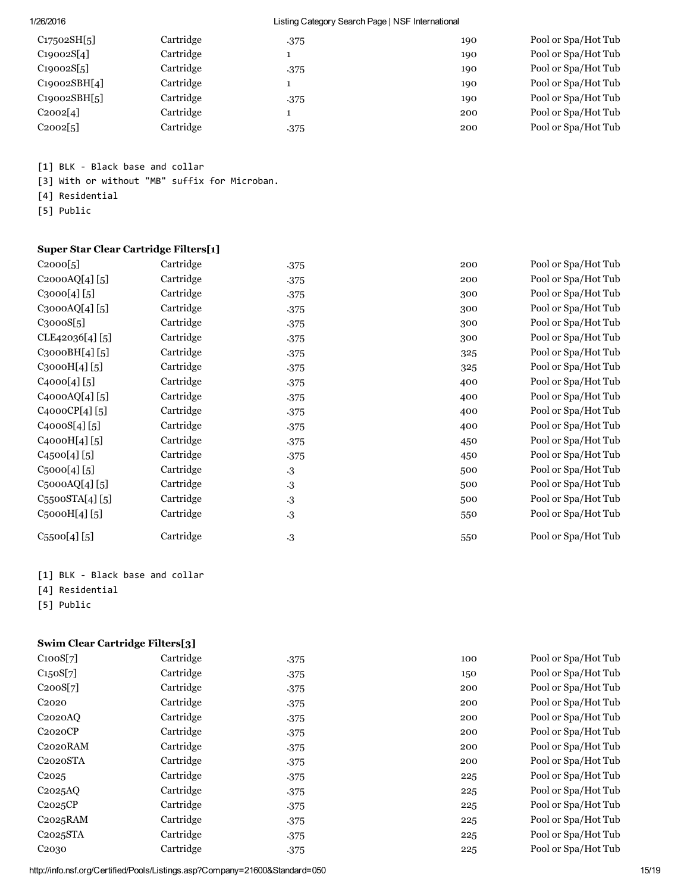| | | | | |
|---|---|---|---|---|
| C17502SH[5] | Cartridge | .375 | 190 | Pool or Spa/Hot Tub |
| C19002S[4] | Cartridge | 1 | 190 | Pool or Spa/Hot Tub |
| C19002S[5] | Cartridge | .375 | 190 | Pool or Spa/Hot Tub |
| C19002SBH[4] | Cartridge | 1 | 190 | Pool or Spa/Hot Tub |
| C19002SBH[5] | Cartridge | .375 | 190 | Pool or Spa/Hot Tub |
| C2002[4] | Cartridge | 1 | 200 | Pool or Spa/Hot Tub |
| C2002[5] | Cartridge | .375 | 200 | Pool or Spa/Hot Tub |

```
[1] BLK - Black base and collar
[3] With or without "MB" suffix for Microban.
[4] Residential
[5] Public
```

**Super Star Clear Cartridge Filters[1]**

| | | | | |
|---|---|---|---|---|
| C2000[5] | Cartridge | .375 | 200 | Pool or Spa/Hot Tub |
| C2000AQ[4] [5] | Cartridge | .375 | 200 | Pool or Spa/Hot Tub |
| C3000[4] [5] | Cartridge | .375 | 300 | Pool or Spa/Hot Tub |
| C3000AQ[4] [5] | Cartridge | .375 | 300 | Pool or Spa/Hot Tub |
| C3000S[5] | Cartridge | .375 | 300 | Pool or Spa/Hot Tub |
| CLE42036[4] [5] | Cartridge | .375 | 300 | Pool or Spa/Hot Tub |
| C3000BH[4] [5] | Cartridge | .375 | 325 | Pool or Spa/Hot Tub |
| C3000H[4] [5] | Cartridge | .375 | 325 | Pool or Spa/Hot Tub |
| C4000[4] [5] | Cartridge | .375 | 400 | Pool or Spa/Hot Tub |
| C4000AQ[4] [5] | Cartridge | .375 | 400 | Pool or Spa/Hot Tub |
| C4000CP[4] [5] | Cartridge | .375 | 400 | Pool or Spa/Hot Tub |
| C4000S[4] [5] | Cartridge | .375 | 400 | Pool or Spa/Hot Tub |
| C4000H[4] [5] | Cartridge | .375 | 450 | Pool or Spa/Hot Tub |
| C4500[4] [5] | Cartridge | .375 | 450 | Pool or Spa/Hot Tub |
| C5000[4] [5] | Cartridge | .3 | 500 | Pool or Spa/Hot Tub |
| C5000AQ[4] [5] | Cartridge | .3 | 500 | Pool or Spa/Hot Tub |
| C5500STA[4] [5] | Cartridge | .3 | 500 | Pool or Spa/Hot Tub |
| C5000H[4] [5] | Cartridge | .3 | 550 | Pool or Spa/Hot Tub |
| C5500[4] [5] | Cartridge | .3 | 550 | Pool or Spa/Hot Tub |

```
[1] BLK - Black base and collar
[4] Residential
[5] Public
```

**Swim Clear Cartridge Filters[3]**

| | | | | |
|---|---|---|---|---|
| C100S[7] | Cartridge | .375 | 100 | Pool or Spa/Hot Tub |
| C150S[7] | Cartridge | .375 | 150 | Pool or Spa/Hot Tub |
| C200S[7] | Cartridge | .375 | 200 | Pool or Spa/Hot Tub |
| C2020 | Cartridge | .375 | 200 | Pool or Spa/Hot Tub |
| C2020AQ | Cartridge | .375 | 200 | Pool or Spa/Hot Tub |
| C2020CP | Cartridge | .375 | 200 | Pool or Spa/Hot Tub |
| C2020RAM | Cartridge | .375 | 200 | Pool or Spa/Hot Tub |
| C2020STA | Cartridge | .375 | 200 | Pool or Spa/Hot Tub |
| C2025 | Cartridge | .375 | 225 | Pool or Spa/Hot Tub |
| C2025AQ | Cartridge | .375 | 225 | Pool or Spa/Hot Tub |
| C2025CP | Cartridge | .375 | 225 | Pool or Spa/Hot Tub |
| C2025RAM | Cartridge | .375 | 225 | Pool or Spa/Hot Tub |
| C2025STA | Cartridge | .375 | 225 | Pool or Spa/Hot Tub |
| C2030 | Cartridge | .375 | 225 | Pool or Spa/Hot Tub |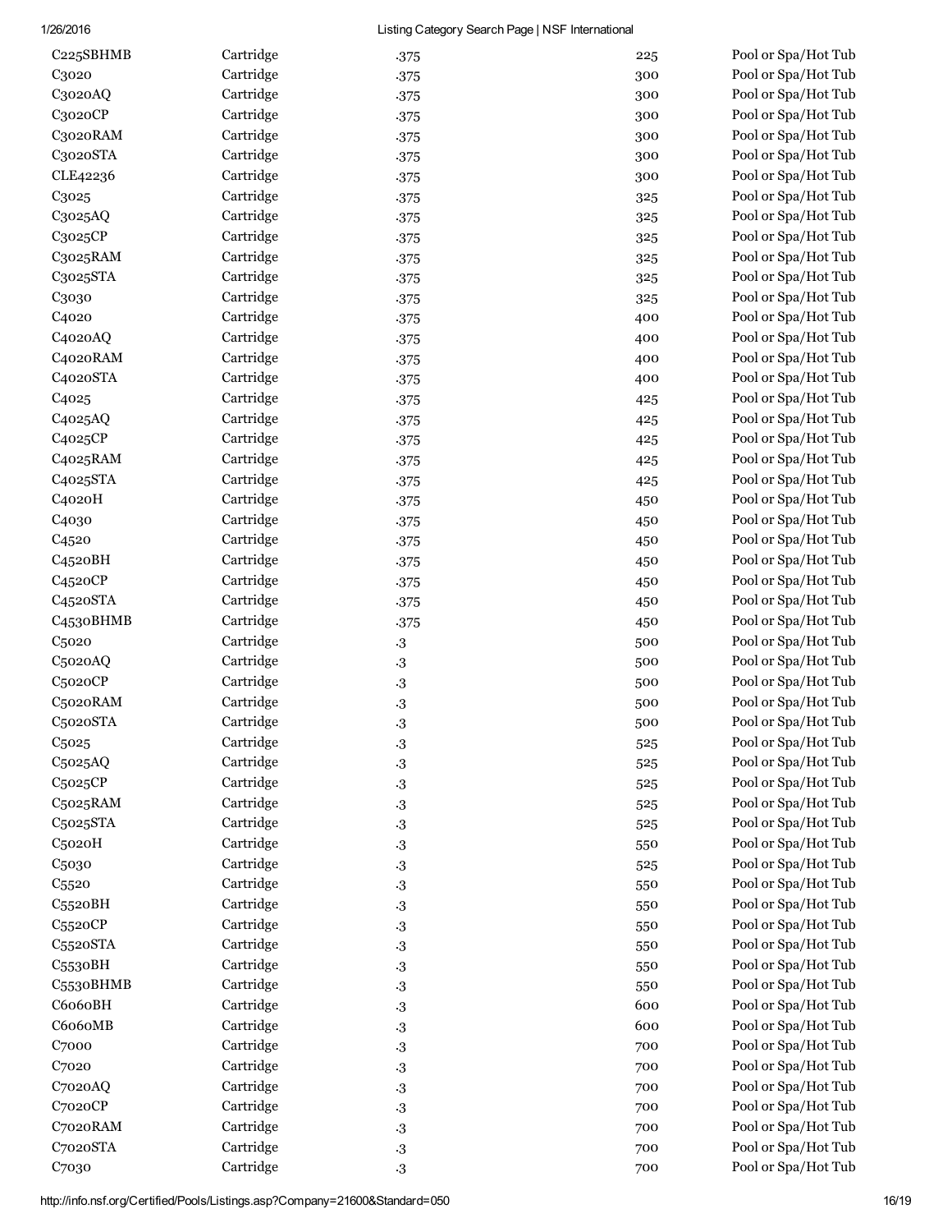| | | | | |
|---|---|---|---|---|
| C225SBHMB | Cartridge | .375 | 225 | Pool or Spa/Hot Tub |
| C3020 | Cartridge | .375 | 300 | Pool or Spa/Hot Tub |
| C3020AQ | Cartridge | .375 | 300 | Pool or Spa/Hot Tub |
| C3020CP | Cartridge | .375 | 300 | Pool or Spa/Hot Tub |
| C3020RAM | Cartridge | .375 | 300 | Pool or Spa/Hot Tub |
| C3020STA | Cartridge | .375 | 300 | Pool or Spa/Hot Tub |
| CLE42236 | Cartridge | .375 | 300 | Pool or Spa/Hot Tub |
| C3025 | Cartridge | .375 | 325 | Pool or Spa/Hot Tub |
| C3025AQ | Cartridge | .375 | 325 | Pool or Spa/Hot Tub |
| C3025CP | Cartridge | .375 | 325 | Pool or Spa/Hot Tub |
| C3025RAM | Cartridge | .375 | 325 | Pool or Spa/Hot Tub |
| C3025STA | Cartridge | .375 | 325 | Pool or Spa/Hot Tub |
| C3030 | Cartridge | .375 | 325 | Pool or Spa/Hot Tub |
| C4020 | Cartridge | .375 | 400 | Pool or Spa/Hot Tub |
| C4020AQ | Cartridge | .375 | 400 | Pool or Spa/Hot Tub |
| C4020RAM | Cartridge | .375 | 400 | Pool or Spa/Hot Tub |
| C4020STA | Cartridge | .375 | 400 | Pool or Spa/Hot Tub |
| C4025 | Cartridge | .375 | 425 | Pool or Spa/Hot Tub |
| C4025AQ | Cartridge | .375 | 425 | Pool or Spa/Hot Tub |
| C4025CP | Cartridge | .375 | 425 | Pool or Spa/Hot Tub |
| C4025RAM | Cartridge | .375 | 425 | Pool or Spa/Hot Tub |
| C4025STA | Cartridge | .375 | 425 | Pool or Spa/Hot Tub |
| C4020H | Cartridge | .375 | 450 | Pool or Spa/Hot Tub |
| C4030 | Cartridge | .375 | 450 | Pool or Spa/Hot Tub |
| C4520 | Cartridge | .375 | 450 | Pool or Spa/Hot Tub |
| C4520BH | Cartridge | .375 | 450 | Pool or Spa/Hot Tub |
| C4520CP | Cartridge | .375 | 450 | Pool or Spa/Hot Tub |
| C4520STA | Cartridge | .375 | 450 | Pool or Spa/Hot Tub |
| C4530BHMB | Cartridge | .375 | 450 | Pool or Spa/Hot Tub |
| C5020 | Cartridge | .3 | 500 | Pool or Spa/Hot Tub |
| C5020AQ | Cartridge | .3 | 500 | Pool or Spa/Hot Tub |
| C5020CP | Cartridge | .3 | 500 | Pool or Spa/Hot Tub |
| C5020RAM | Cartridge | .3 | 500 | Pool or Spa/Hot Tub |
| C5020STA | Cartridge | .3 | 500 | Pool or Spa/Hot Tub |
| C5025 | Cartridge | .3 | 525 | Pool or Spa/Hot Tub |
| C5025AQ | Cartridge | .3 | 525 | Pool or Spa/Hot Tub |
| C5025CP | Cartridge | .3 | 525 | Pool or Spa/Hot Tub |
| C5025RAM | Cartridge | .3 | 525 | Pool or Spa/Hot Tub |
| C5025STA | Cartridge | .3 | 525 | Pool or Spa/Hot Tub |
| C5020H | Cartridge | .3 | 550 | Pool or Spa/Hot Tub |
| C5030 | Cartridge | .3 | 525 | Pool or Spa/Hot Tub |
| C5520 | Cartridge | .3 | 550 | Pool or Spa/Hot Tub |
| C5520BH | Cartridge | .3 | 550 | Pool or Spa/Hot Tub |
| C5520CP | Cartridge | .3 | 550 | Pool or Spa/Hot Tub |
| C5520STA | Cartridge | .3 | 550 | Pool or Spa/Hot Tub |
| C5530BH | Cartridge | .3 | 550 | Pool or Spa/Hot Tub |
| C5530BHMB | Cartridge | .3 | 550 | Pool or Spa/Hot Tub |
| C6060BH | Cartridge | .3 | 600 | Pool or Spa/Hot Tub |
| C6060MB | Cartridge | .3 | 600 | Pool or Spa/Hot Tub |
| C7000 | Cartridge | .3 | 700 | Pool or Spa/Hot Tub |
| C7020 | Cartridge | .3 | 700 | Pool or Spa/Hot Tub |
| C7020AQ | Cartridge | .3 | 700 | Pool or Spa/Hot Tub |
| C7020CP | Cartridge | .3 | 700 | Pool or Spa/Hot Tub |
| C7020RAM | Cartridge | .3 | 700 | Pool or Spa/Hot Tub |
| C7020STA | Cartridge | .3 | 700 | Pool or Spa/Hot Tub |
| C7030 | Cartridge | .3 | 700 | Pool or Spa/Hot Tub |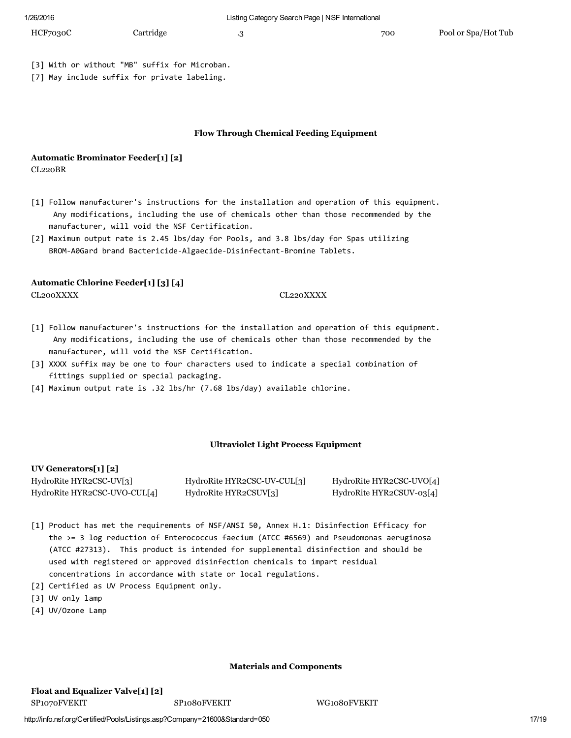| HCF7030C | Cartridge | .3 | 700 | Pool or Spa/Hot Tub |
|---|---|---|---|---|

[3] With or without "MB" suffix for Microban.
[7] May include suffix for private labeling.

### Flow Through Chemical Feeding Equipment

**Automatic Brominator Feeder[1] [2]**

CL220BR

[1] Follow manufacturer's instructions for the installation and operation of this equipment. Any modifications, including the use of chemicals other than those recommended by the manufacturer, will void the NSF Certification.
[2] Maximum output rate is 2.45 lbs/day for Pools, and 3.8 lbs/day for Spas utilizing BROM-A0Gard brand Bactericide-Algaecide-Disinfectant-Bromine Tablets.

**Automatic Chlorine Feeder[1] [3] [4]**

| CL200XXXX | CL220XXXX |
|---|---|

[1] Follow manufacturer's instructions for the installation and operation of this equipment. Any modifications, including the use of chemicals other than those recommended by the manufacturer, will void the NSF Certification.
[3] XXXX suffix may be one to four characters used to indicate a special combination of fittings supplied or special packaging.
[4] Maximum output rate is .32 lbs/hr (7.68 lbs/day) available chlorine.

### Ultraviolet Light Process Equipment

**UV Generators[1] [2]**

| HydroRite HYR2CSC-UV[3] | HydroRite HYR2CSC-UV-CUL[3] | HydroRite HYR2CSC-UVO[4] |
|---|---|---|
| HydroRite HYR2CSC-UVO-CUL[4] | HydroRite HYR2CSUV[3] | HydroRite HYR2CSUV-03[4] |

[1] Product has met the requirements of NSF/ANSI 50, Annex H.1: Disinfection Efficacy for the >= 3 log reduction of Enterococcus faecium (ATCC #6569) and Pseudomonas aeruginosa (ATCC #27313). This product is intended for supplemental disinfection and should be used with registered or approved disinfection chemicals to impart residual concentrations in accordance with state or local regulations.
[2] Certified as UV Process Equipment only.
[3] UV only lamp
[4] UV/Ozone Lamp

### Materials and Components

**Float and Equalizer Valve[1] [2]**

| SP1070FVEKIT | SP1080FVEKIT | WG1080FVEKIT |
|---|---|---|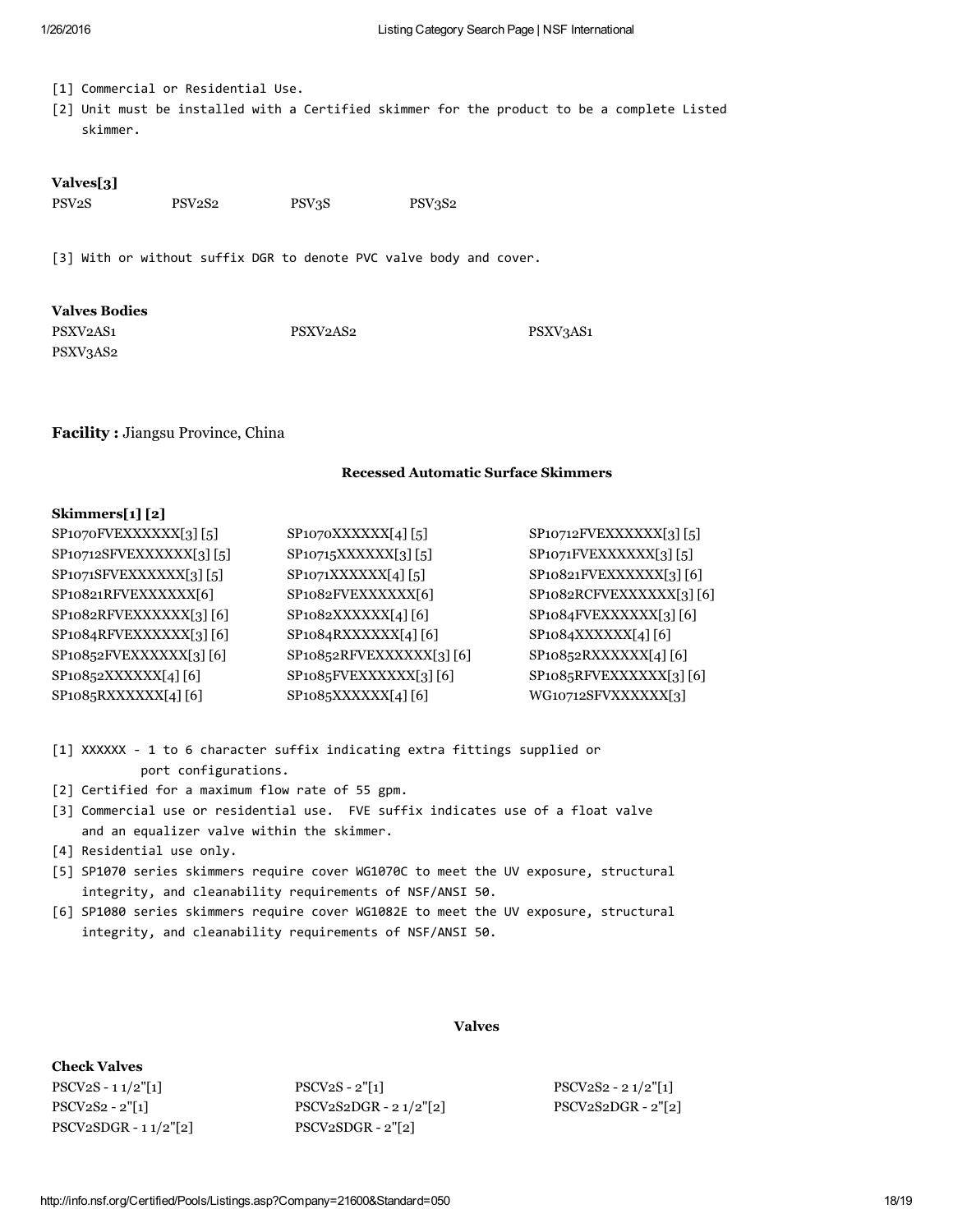[1] Commercial or Residential Use.

[2] Unit must be installed with a Certified skimmer for the product to be a complete Listed skimmer.

**Valves[3]**

| | | | |
|---|---|---|---|
| PSV2S | PSV2S2 | PSV3S | PSV3S2 |

[3] With or without suffix DGR to denote PVC valve body and cover.

**Valves Bodies**

| | | |
|---|---|---|
| PSXV2AS1 | PSXV2AS2 | PSXV3AS1 |
| PSXV3AS2 | | |

**Facility :** Jiangsu Province, China

### Recessed Automatic Surface Skimmers

**Skimmers[1] [2]**

| | | |
|---|---|---|
| SP1070FVEXXXXXX[3] [5] | SP1070XXXXXX[4] [5] | SP10712FVEXXXXXX[3] [5] |
| SP10712SFVEXXXXXX[3] [5] | SP10715XXXXXX[3] [5] | SP1071FVEXXXXXX[3] [5] |
| SP1071SFVEXXXXXX[3] [5] | SP1071XXXXXX[4] [5] | SP10821FVEXXXXXX[3] [6] |
| SP10821RFVEXXXXXX[6] | SP1082FVEXXXXXX[6] | SP1082RCFVEXXXXXX[3] [6] |
| SP1082RFVEXXXXXX[3] [6] | SP1082XXXXXX[4] [6] | SP1084FVEXXXXXX[3] [6] |
| SP1084RFVEXXXXXX[3] [6] | SP1084RXXXXXX[4] [6] | SP1084XXXXXX[4] [6] |
| SP10852FVEXXXXXX[3] [6] | SP10852RFVEXXXXXX[3] [6] | SP10852RXXXXXX[4] [6] |
| SP10852XXXXXX[4] [6] | SP1085FVEXXXXXX[3] [6] | SP1085RFVEXXXXXX[3] [6] |
| SP1085RXXXXXX[4] [6] | SP1085XXXXXX[4] [6] | WG10712SFVXXXXXX[3] |

[1] XXXXXX - 1 to 6 character suffix indicating extra fittings supplied or port configurations.

[2] Certified for a maximum flow rate of 55 gpm.

[3] Commercial use or residential use. FVE suffix indicates use of a float valve and an equalizer valve within the skimmer.

[4] Residential use only.

[5] SP1070 series skimmers require cover WG1070C to meet the UV exposure, structural integrity, and cleanability requirements of NSF/ANSI 50.

[6] SP1080 series skimmers require cover WG1082E to meet the UV exposure, structural integrity, and cleanability requirements of NSF/ANSI 50.

### Valves

**Check Valves**

| | | |
|---|---|---|
| PSCV2S - 1 1/2"[1] | PSCV2S - 2"[1] | PSCV2S2 - 2 1/2"[1] |
| PSCV2S2 - 2"[1] | PSCV2S2DGR - 2 1/2"[2] | PSCV2S2DGR - 2"[2] |
| PSCV2SDGR - 1 1/2"[2] | PSCV2SDGR - 2"[2] | |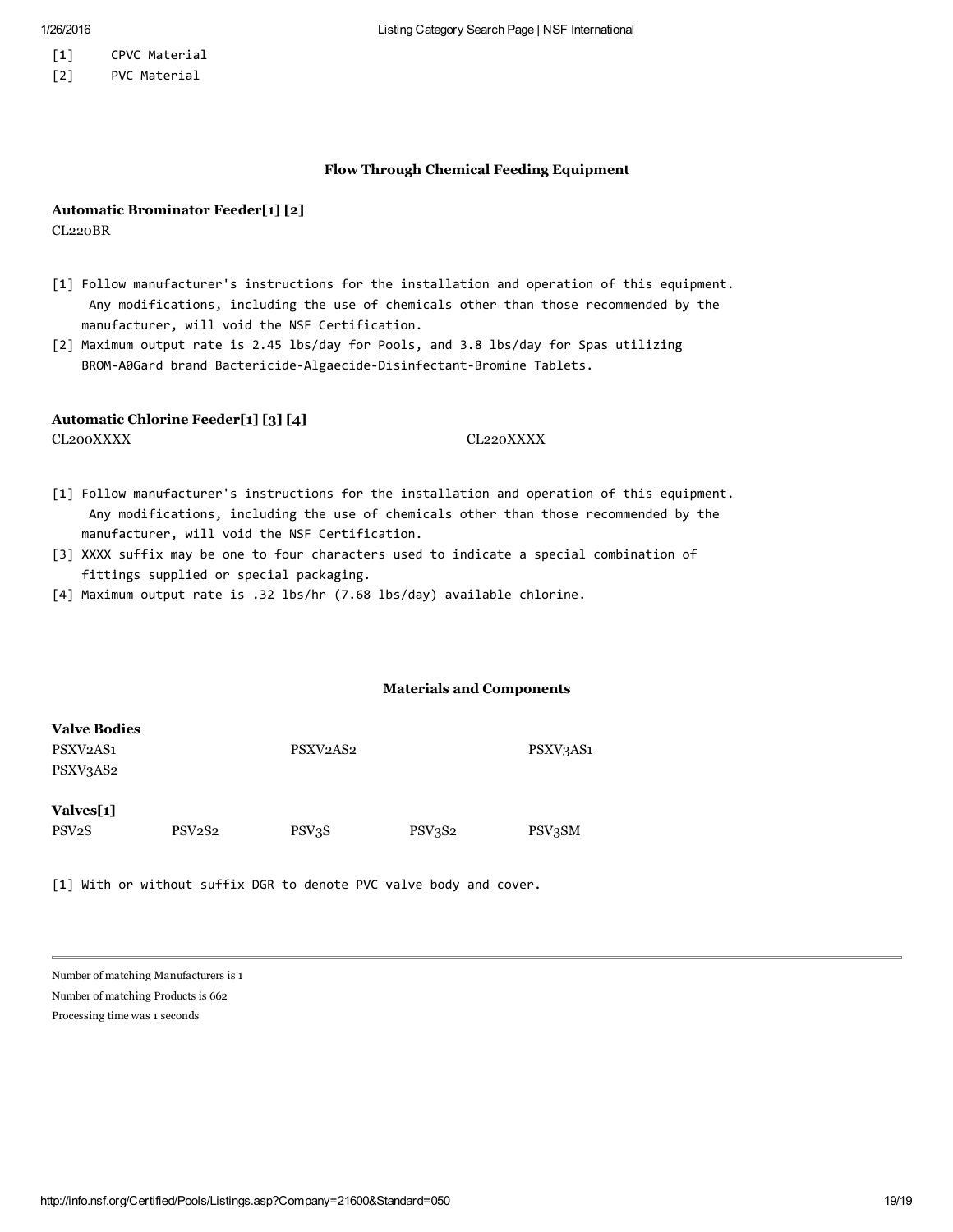[1] CPVC Material
[2] PVC Material

### Flow Through Chemical Feeding Equipment

**Automatic Brominator Feeder[1] [2]**

CL220BR

[1] Follow manufacturer's instructions for the installation and operation of this equipment. Any modifications, including the use of chemicals other than those recommended by the manufacturer, will void the NSF Certification.
[2] Maximum output rate is 2.45 lbs/day for Pools, and 3.8 lbs/day for Spas utilizing BROM-A0Gard brand Bactericide-Algaecide-Disinfectant-Bromine Tablets.

**Automatic Chlorine Feeder[1] [3] [4]**

| | |
|---|---|
| CL200XXXX | CL220XXXX |

[1] Follow manufacturer's instructions for the installation and operation of this equipment. Any modifications, including the use of chemicals other than those recommended by the manufacturer, will void the NSF Certification.
[3] XXXX suffix may be one to four characters used to indicate a special combination of fittings supplied or special packaging.
[4] Maximum output rate is .32 lbs/hr (7.68 lbs/day) available chlorine.

### Materials and Components

**Valve Bodies**

| | | |
|---|---|---|
| PSXV2AS1 | PSXV2AS2 | PSXV3AS1 |
| PSXV3AS2 | | |

**Valves[1]**

| | | | | |
|---|---|---|---|---|
| PSV2S | PSV2S2 | PSV3S | PSV3S2 | PSV3SM |

[1] With or without suffix DGR to denote PVC valve body and cover.

---

Number of matching Manufacturers is 1

Number of matching Products is 662

Processing time was 1 seconds